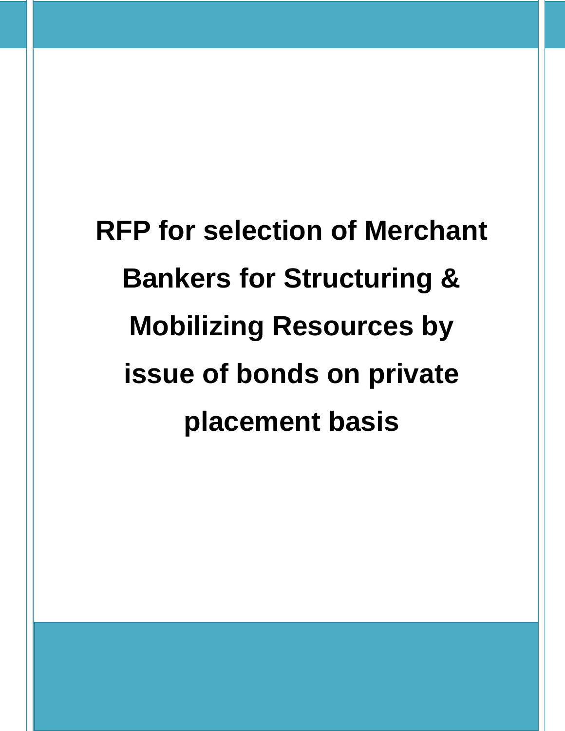# RFP for selection of Merchant Bankers for Structuring & Mobilizing Resources by issue of bonds on private placement basis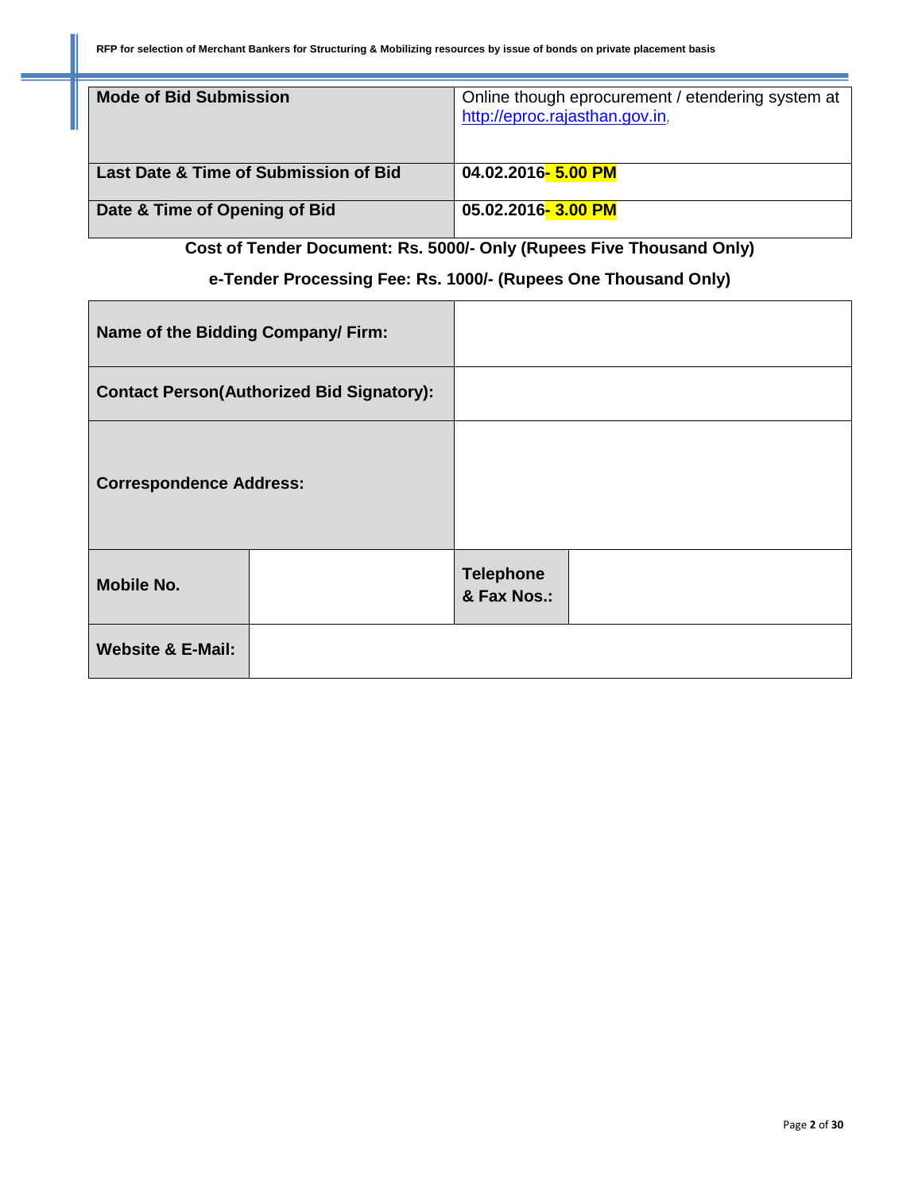| **Mode of Bid Submission** | Online though eprocurement / etendering system at http://eproc.rajasthan.gov.in, |
|---|---|
| **Last Date & Time of Submission of Bid** | **04.02.2016- 5.00 PM** |
| **Date & Time of Opening of Bid** | **05.02.2016- 3.00 PM** |

**Cost of Tender Document: Rs. 5000/- Only (Rupees Five Thousand Only)**

**e-Tender Processing Fee: Rs. 1000/- (Rupees One Thousand Only)**

| **Name of the Bidding Company/ Firm:** | | | |
|---|---|---|---|
| **Contact Person(Authorized Bid Signatory):** | | | |
| **Correspondence Address:** | | | |
| **Mobile No.** | | **Telephone & Fax Nos.:** | |
| **Website & E-Mail:** | | | |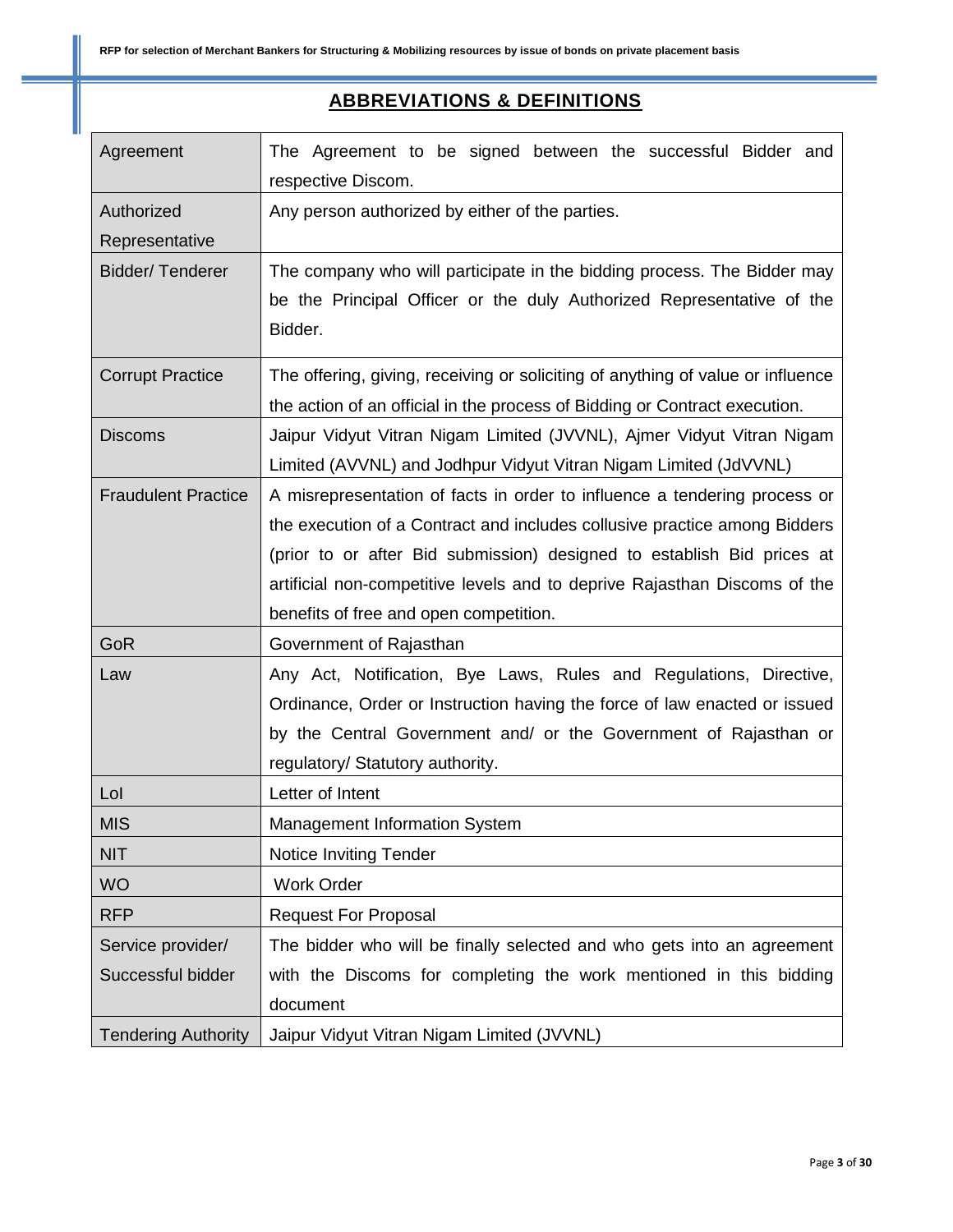## ABBREVIATIONS & DEFINITIONS

| | |
|---|---|
| Agreement | The Agreement to be signed between the successful Bidder and respective Discom. |
| Authorized Representative | Any person authorized by either of the parties. |
| Bidder/ Tenderer | The company who will participate in the bidding process. The Bidder may be the Principal Officer or the duly Authorized Representative of the Bidder. |
| Corrupt Practice | The offering, giving, receiving or soliciting of anything of value or influence the action of an official in the process of Bidding or Contract execution. |
| Discoms | Jaipur Vidyut Vitran Nigam Limited (JVVNL), Ajmer Vidyut Vitran Nigam Limited (AVVNL) and Jodhpur Vidyut Vitran Nigam Limited (JdVVNL) |
| Fraudulent Practice | A misrepresentation of facts in order to influence a tendering process or the execution of a Contract and includes collusive practice among Bidders (prior to or after Bid submission) designed to establish Bid prices at artificial non-competitive levels and to deprive Rajasthan Discoms of the benefits of free and open competition. |
| GoR | Government of Rajasthan |
| Law | Any Act, Notification, Bye Laws, Rules and Regulations, Directive, Ordinance, Order or Instruction having the force of law enacted or issued by the Central Government and/ or the Government of Rajasthan or regulatory/ Statutory authority. |
| LoI | Letter of Intent |
| MIS | Management Information System |
| NIT | Notice Inviting Tender |
| WO | Work Order |
| RFP | Request For Proposal |
| Service provider/ Successful bidder | The bidder who will be finally selected and who gets into an agreement with the Discoms for completing the work mentioned in this bidding document |
| Tendering Authority | Jaipur Vidyut Vitran Nigam Limited (JVVNL) |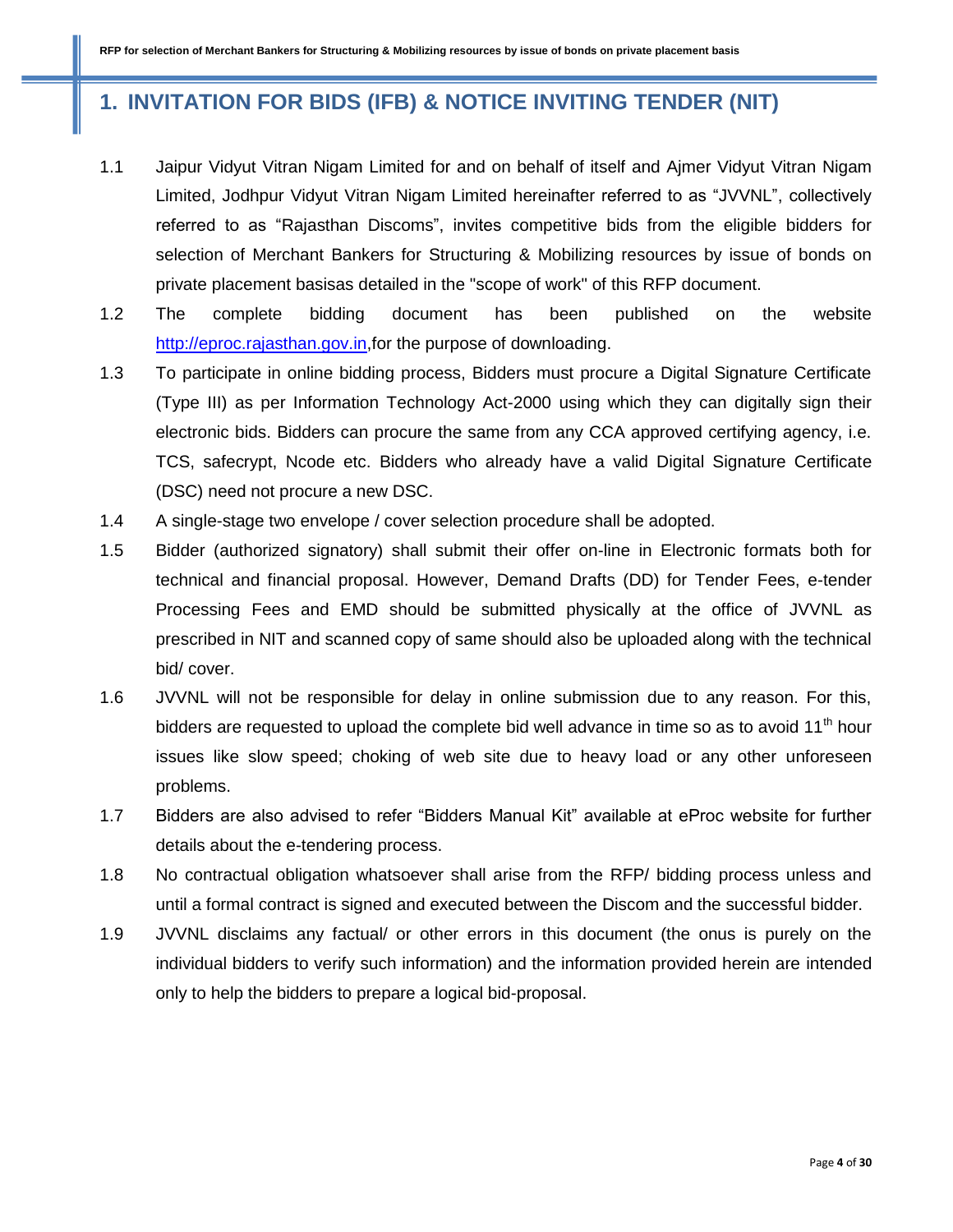# 1. INVITATION FOR BIDS (IFB) & NOTICE INVITING TENDER (NIT)

1.1 Jaipur Vidyut Vitran Nigam Limited for and on behalf of itself and Ajmer Vidyut Vitran Nigam Limited, Jodhpur Vidyut Vitran Nigam Limited hereinafter referred to as "JVVNL", collectively referred to as "Rajasthan Discoms", invites competitive bids from the eligible bidders for selection of Merchant Bankers for Structuring & Mobilizing resources by issue of bonds on private placement basisas detailed in the "scope of work" of this RFP document.

1.2 The complete bidding document has been published on the website http://eproc.rajasthan.gov.in,for the purpose of downloading.

1.3 To participate in online bidding process, Bidders must procure a Digital Signature Certificate (Type III) as per Information Technology Act-2000 using which they can digitally sign their electronic bids. Bidders can procure the same from any CCA approved certifying agency, i.e. TCS, safecrypt, Ncode etc. Bidders who already have a valid Digital Signature Certificate (DSC) need not procure a new DSC.

1.4 A single-stage two envelope / cover selection procedure shall be adopted.

1.5 Bidder (authorized signatory) shall submit their offer on-line in Electronic formats both for technical and financial proposal. However, Demand Drafts (DD) for Tender Fees, e-tender Processing Fees and EMD should be submitted physically at the office of JVVNL as prescribed in NIT and scanned copy of same should also be uploaded along with the technical bid/ cover.

1.6 JVVNL will not be responsible for delay in online submission due to any reason. For this, bidders are requested to upload the complete bid well advance in time so as to avoid 11th hour issues like slow speed; choking of web site due to heavy load or any other unforeseen problems.

1.7 Bidders are also advised to refer "Bidders Manual Kit" available at eProc website for further details about the e-tendering process.

1.8 No contractual obligation whatsoever shall arise from the RFP/ bidding process unless and until a formal contract is signed and executed between the Discom and the successful bidder.

1.9 JVVNL disclaims any factual/ or other errors in this document (the onus is purely on the individual bidders to verify such information) and the information provided herein are intended only to help the bidders to prepare a logical bid-proposal.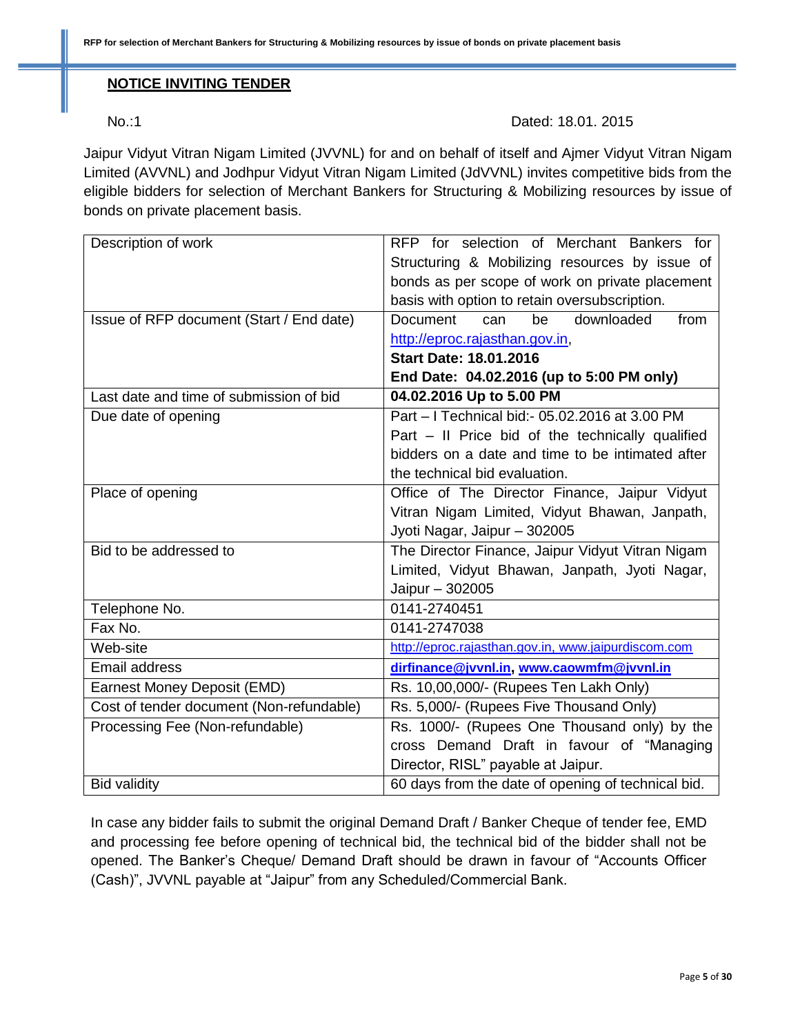## NOTICE INVITING TENDER

No.:1 Dated: 18.01. 2015

Jaipur Vidyut Vitran Nigam Limited (JVVNL) for and on behalf of itself and Ajmer Vidyut Vitran Nigam Limited (AVVNL) and Jodhpur Vidyut Vitran Nigam Limited (JdVVNL) invites competitive bids from the eligible bidders for selection of Merchant Bankers for Structuring & Mobilizing resources by issue of bonds on private placement basis.

| | |
|---|---|
| Description of work | RFP for selection of Merchant Bankers for Structuring & Mobilizing resources by issue of bonds as per scope of work on private placement basis with option to retain oversubscription. |
| Issue of RFP document (Start / End date) | Document can be downloaded from http://eproc.rajasthan.gov.in, **Start Date: 18.01.2016** **End Date: 04.02.2016 (up to 5:00 PM only)** |
| Last date and time of submission of bid | **04.02.2016 Up to 5.00 PM** |
| Due date of opening | Part – I Technical bid:- 05.02.2016 at 3.00 PM Part – II Price bid of the technically qualified bidders on a date and time to be intimated after the technical bid evaluation. |
| Place of opening | Office of The Director Finance, Jaipur Vidyut Vitran Nigam Limited, Vidyut Bhawan, Janpath, Jyoti Nagar, Jaipur – 302005 |
| Bid to be addressed to | The Director Finance, Jaipur Vidyut Vitran Nigam Limited, Vidyut Bhawan, Janpath, Jyoti Nagar, Jaipur – 302005 |
| Telephone No. | 0141-2740451 |
| Fax No. | 0141-2747038 |
| Web-site | http://eproc.rajasthan.gov.in, www.jaipurdiscom.com |
| Email address | **dirfinance@jvvnl.in, www.caowmfm@jvvnl.in** |
| Earnest Money Deposit (EMD) | Rs. 10,00,000/- (Rupees Ten Lakh Only) |
| Cost of tender document (Non-refundable) | Rs. 5,000/- (Rupees Five Thousand Only) |
| Processing Fee (Non-refundable) | Rs. 1000/- (Rupees One Thousand only) by the cross Demand Draft in favour of "Managing Director, RISL" payable at Jaipur. |
| Bid validity | 60 days from the date of opening of technical bid. |

In case any bidder fails to submit the original Demand Draft / Banker Cheque of tender fee, EMD and processing fee before opening of technical bid, the technical bid of the bidder shall not be opened. The Banker's Cheque/ Demand Draft should be drawn in favour of "Accounts Officer (Cash)", JVVNL payable at "Jaipur" from any Scheduled/Commercial Bank.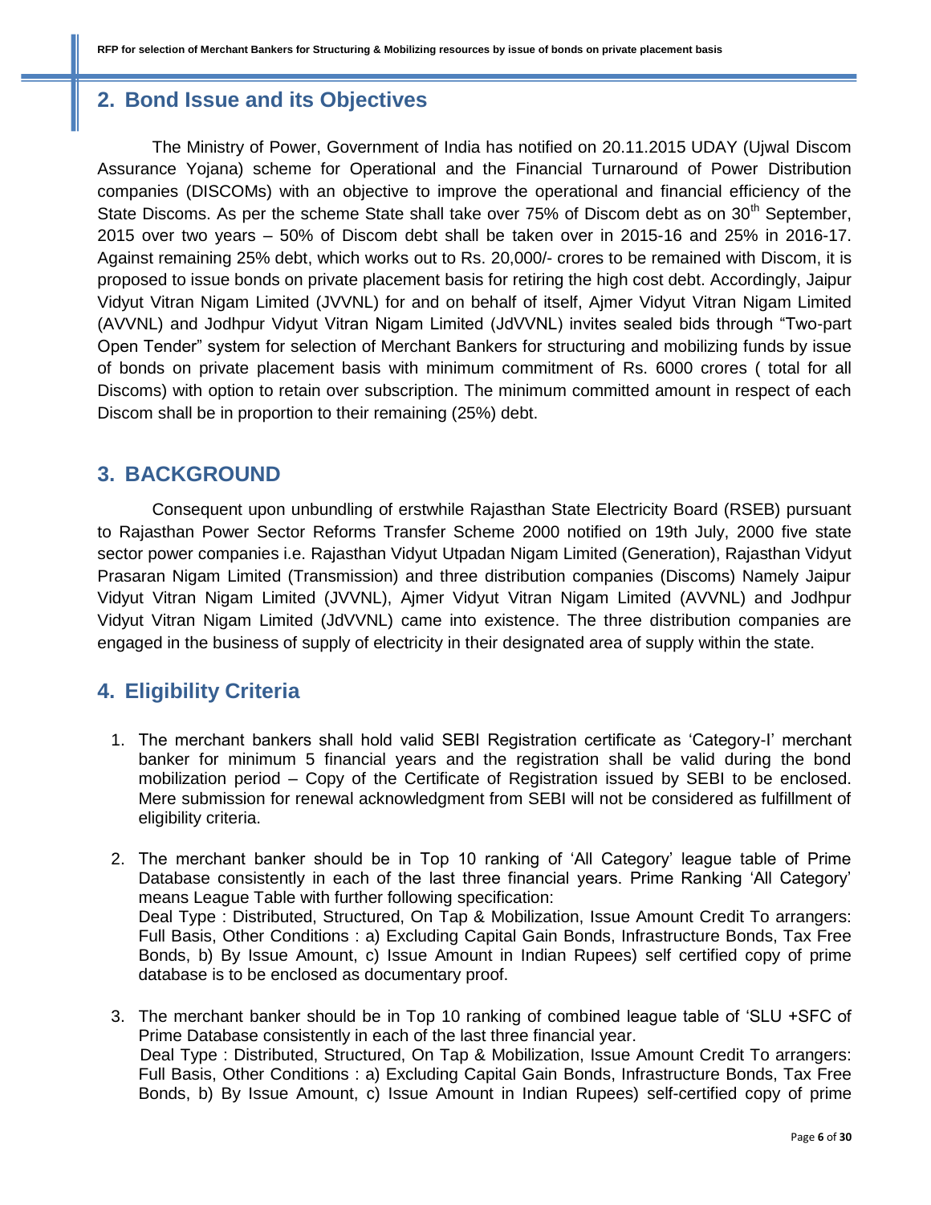## 2. Bond Issue and its Objectives

The Ministry of Power, Government of India has notified on 20.11.2015 UDAY (Ujwal Discom Assurance Yojana) scheme for Operational and the Financial Turnaround of Power Distribution companies (DISCOMs) with an objective to improve the operational and financial efficiency of the State Discoms. As per the scheme State shall take over 75% of Discom debt as on 30th September, 2015 over two years – 50% of Discom debt shall be taken over in 2015-16 and 25% in 2016-17. Against remaining 25% debt, which works out to Rs. 20,000/- crores to be remained with Discom, it is proposed to issue bonds on private placement basis for retiring the high cost debt. Accordingly, Jaipur Vidyut Vitran Nigam Limited (JVVNL) for and on behalf of itself, Ajmer Vidyut Vitran Nigam Limited (AVVNL) and Jodhpur Vidyut Vitran Nigam Limited (JdVVNL) invites sealed bids through "Two-part Open Tender" system for selection of Merchant Bankers for structuring and mobilizing funds by issue of bonds on private placement basis with minimum commitment of Rs. 6000 crores ( total for all Discoms) with option to retain over subscription. The minimum committed amount in respect of each Discom shall be in proportion to their remaining (25%) debt.

## 3. BACKGROUND

Consequent upon unbundling of erstwhile Rajasthan State Electricity Board (RSEB) pursuant to Rajasthan Power Sector Reforms Transfer Scheme 2000 notified on 19th July, 2000 five state sector power companies i.e. Rajasthan Vidyut Utpadan Nigam Limited (Generation), Rajasthan Vidyut Prasaran Nigam Limited (Transmission) and three distribution companies (Discoms) Namely Jaipur Vidyut Vitran Nigam Limited (JVVNL), Ajmer Vidyut Vitran Nigam Limited (AVVNL) and Jodhpur Vidyut Vitran Nigam Limited (JdVVNL) came into existence. The three distribution companies are engaged in the business of supply of electricity in their designated area of supply within the state.

## 4. Eligibility Criteria

1. The merchant bankers shall hold valid SEBI Registration certificate as 'Category-I' merchant banker for minimum 5 financial years and the registration shall be valid during the bond mobilization period – Copy of the Certificate of Registration issued by SEBI to be enclosed. Mere submission for renewal acknowledgment from SEBI will not be considered as fulfillment of eligibility criteria.

2. The merchant banker should be in Top 10 ranking of 'All Category' league table of Prime Database consistently in each of the last three financial years. Prime Ranking 'All Category' means League Table with further following specification:
   Deal Type : Distributed, Structured, On Tap & Mobilization, Issue Amount Credit To arrangers: Full Basis, Other Conditions : a) Excluding Capital Gain Bonds, Infrastructure Bonds, Tax Free Bonds, b) By Issue Amount, c) Issue Amount in Indian Rupees) self certified copy of prime database is to be enclosed as documentary proof.

3. The merchant banker should be in Top 10 ranking of combined league table of 'SLU +SFC of Prime Database consistently in each of the last three financial year.
   Deal Type : Distributed, Structured, On Tap & Mobilization, Issue Amount Credit To arrangers: Full Basis, Other Conditions : a) Excluding Capital Gain Bonds, Infrastructure Bonds, Tax Free Bonds, b) By Issue Amount, c) Issue Amount in Indian Rupees) self-certified copy of prime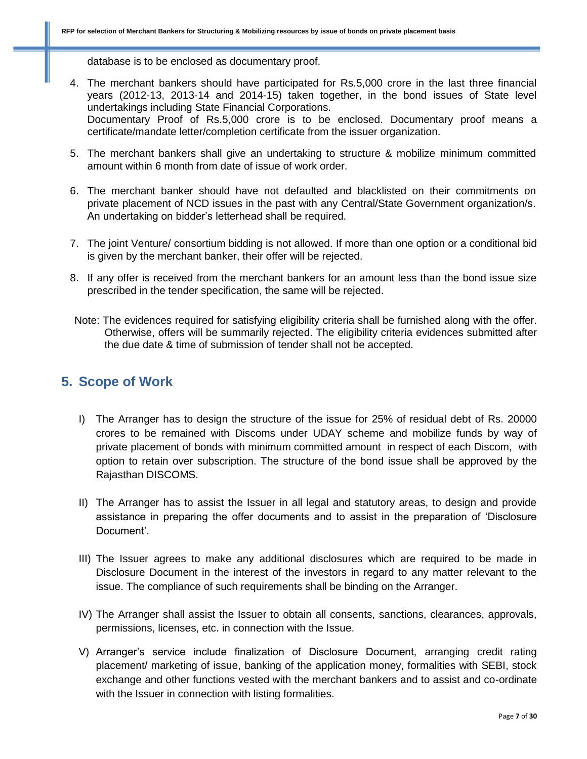database is to be enclosed as documentary proof.

4. The merchant bankers should have participated for Rs.5,000 crore in the last three financial years (2012-13, 2013-14 and 2014-15) taken together, in the bond issues of State level undertakings including State Financial Corporations.
   Documentary Proof of Rs.5,000 crore is to be enclosed. Documentary proof means a certificate/mandate letter/completion certificate from the issuer organization.

5. The merchant bankers shall give an undertaking to structure & mobilize minimum committed amount within 6 month from date of issue of work order.

6. The merchant banker should have not defaulted and blacklisted on their commitments on private placement of NCD issues in the past with any Central/State Government organization/s. An undertaking on bidder's letterhead shall be required.

7. The joint Venture/ consortium bidding is not allowed. If more than one option or a conditional bid is given by the merchant banker, their offer will be rejected.

8. If any offer is received from the merchant bankers for an amount less than the bond issue size prescribed in the tender specification, the same will be rejected.

Note: The evidences required for satisfying eligibility criteria shall be furnished along with the offer. Otherwise, offers will be summarily rejected. The eligibility criteria evidences submitted after the due date & time of submission of tender shall not be accepted.

## 5. Scope of Work

I) The Arranger has to design the structure of the issue for 25% of residual debt of Rs. 20000 crores to be remained with Discoms under UDAY scheme and mobilize funds by way of private placement of bonds with minimum committed amount in respect of each Discom, with option to retain over subscription. The structure of the bond issue shall be approved by the Rajasthan DISCOMS.

II) The Arranger has to assist the Issuer in all legal and statutory areas, to design and provide assistance in preparing the offer documents and to assist in the preparation of 'Disclosure Document'.

III) The Issuer agrees to make any additional disclosures which are required to be made in Disclosure Document in the interest of the investors in regard to any matter relevant to the issue. The compliance of such requirements shall be binding on the Arranger.

IV) The Arranger shall assist the Issuer to obtain all consents, sanctions, clearances, approvals, permissions, licenses, etc. in connection with the Issue.

V) Arranger's service include finalization of Disclosure Document, arranging credit rating placement/ marketing of issue, banking of the application money, formalities with SEBI, stock exchange and other functions vested with the merchant bankers and to assist and co-ordinate with the Issuer in connection with listing formalities.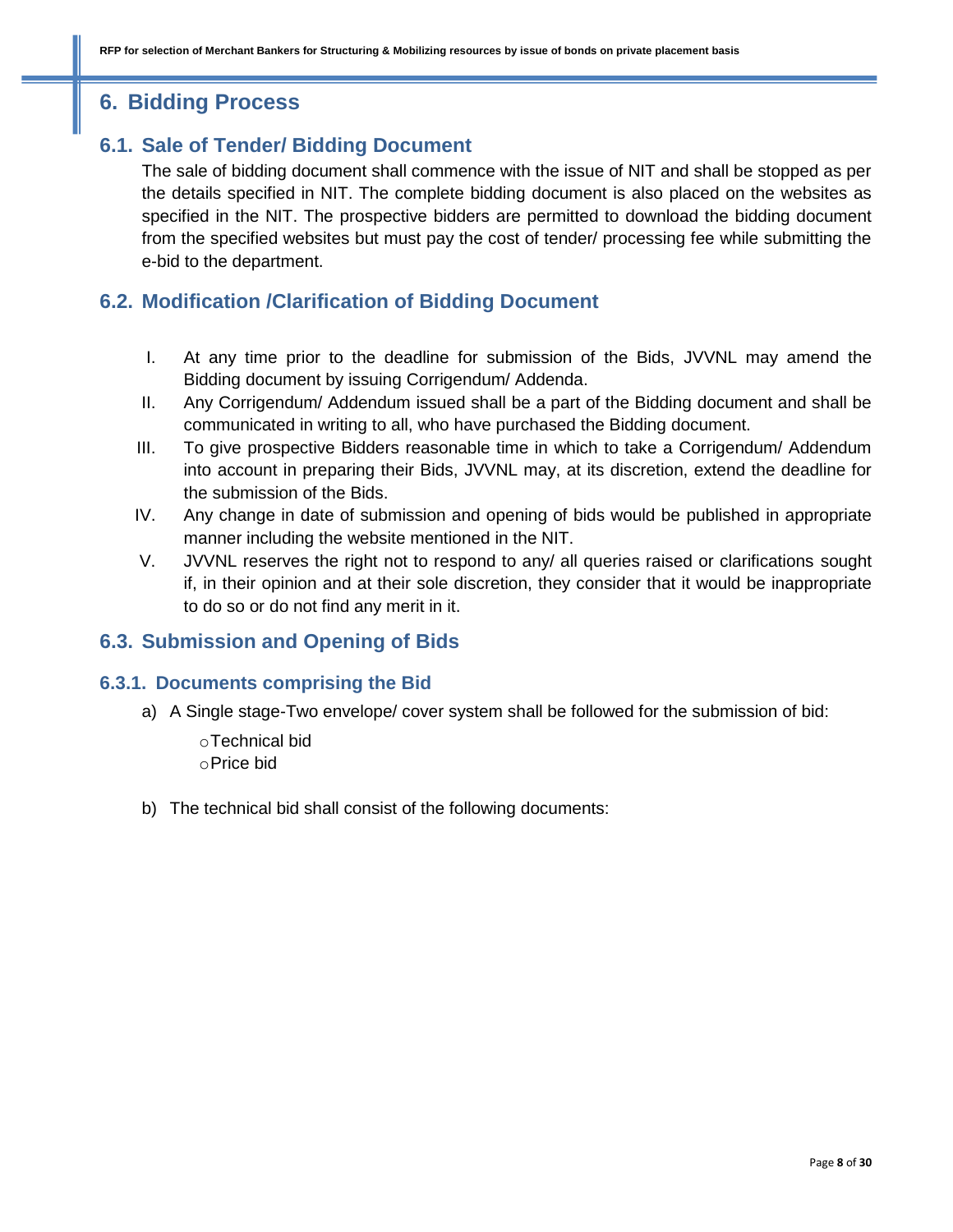# 6. Bidding Process

## 6.1. Sale of Tender/ Bidding Document

The sale of bidding document shall commence with the issue of NIT and shall be stopped as per the details specified in NIT. The complete bidding document is also placed on the websites as specified in the NIT. The prospective bidders are permitted to download the bidding document from the specified websites but must pay the cost of tender/ processing fee while submitting the e-bid to the department.

## 6.2. Modification /Clarification of Bidding Document

I. At any time prior to the deadline for submission of the Bids, JVVNL may amend the Bidding document by issuing Corrigendum/ Addenda.

II. Any Corrigendum/ Addendum issued shall be a part of the Bidding document and shall be communicated in writing to all, who have purchased the Bidding document.

III. To give prospective Bidders reasonable time in which to take a Corrigendum/ Addendum into account in preparing their Bids, JVVNL may, at its discretion, extend the deadline for the submission of the Bids.

IV. Any change in date of submission and opening of bids would be published in appropriate manner including the website mentioned in the NIT.

V. JVVNL reserves the right not to respond to any/ all queries raised or clarifications sought if, in their opinion and at their sole discretion, they consider that it would be inappropriate to do so or do not find any merit in it.

## 6.3. Submission and Opening of Bids

### 6.3.1. Documents comprising the Bid

a) A Single stage-Two envelope/ cover system shall be followed for the submission of bid:

- Technical bid
- Price bid

b) The technical bid shall consist of the following documents: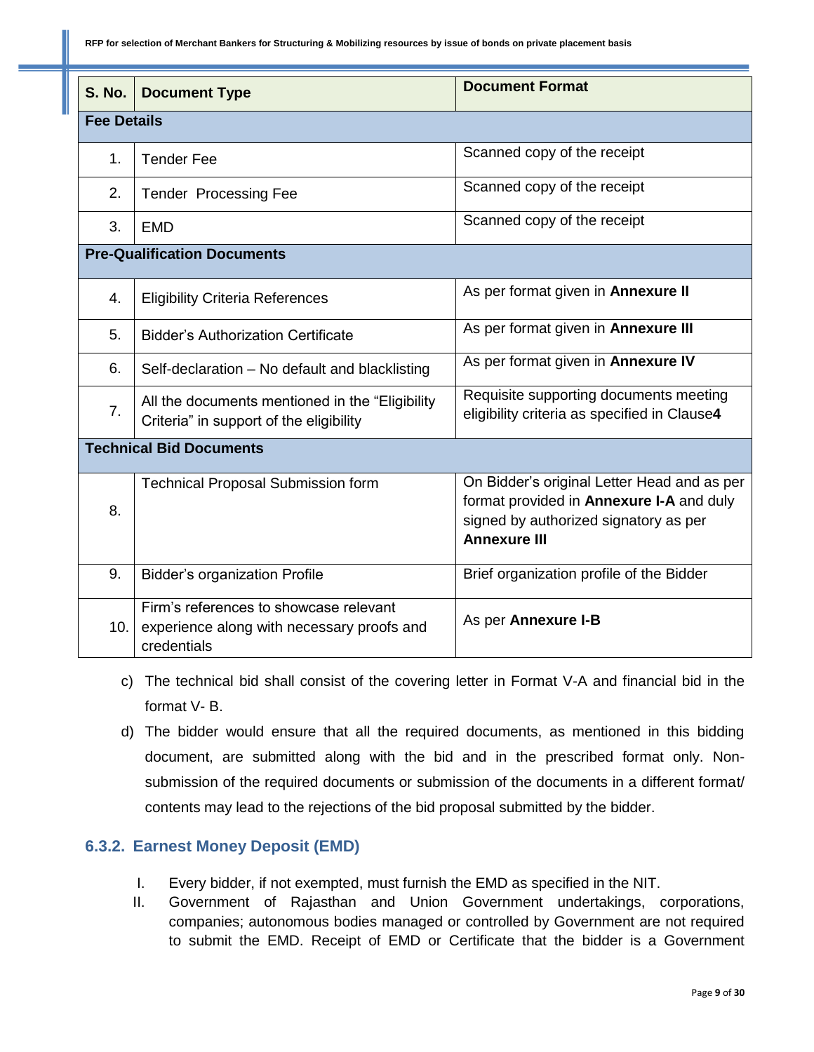| S. No. | Document Type | Document Format |
|---|---|---|
| **Fee Details** | | |
| 1. | Tender Fee | Scanned copy of the receipt |
| 2. | Tender Processing Fee | Scanned copy of the receipt |
| 3. | EMD | Scanned copy of the receipt |
| **Pre-Qualification Documents** | | |
| 4. | Eligibility Criteria References | As per format given in **Annexure II** |
| 5. | Bidder's Authorization Certificate | As per format given in **Annexure III** |
| 6. | Self-declaration – No default and blacklisting | As per format given in **Annexure IV** |
| 7. | All the documents mentioned in the "Eligibility Criteria" in support of the eligibility | Requisite supporting documents meeting eligibility criteria as specified in Clause**4** |
| **Technical Bid Documents** | | |
| 8. | Technical Proposal Submission form | On Bidder's original Letter Head and as per format provided in **Annexure I-A** and duly signed by authorized signatory as per **Annexure III** |
| 9. | Bidder's organization Profile | Brief organization profile of the Bidder |
| 10. | Firm's references to showcase relevant experience along with necessary proofs and credentials | As per **Annexure I-B** |

c) The technical bid shall consist of the covering letter in Format V-A and financial bid in the format V- B.

d) The bidder would ensure that all the required documents, as mentioned in this bidding document, are submitted along with the bid and in the prescribed format only. Non-submission of the required documents or submission of the documents in a different format/ contents may lead to the rejections of the bid proposal submitted by the bidder.

### 6.3.2. Earnest Money Deposit (EMD)

I. Every bidder, if not exempted, must furnish the EMD as specified in the NIT.

II. Government of Rajasthan and Union Government undertakings, corporations, companies; autonomous bodies managed or controlled by Government are not required to submit the EMD. Receipt of EMD or Certificate that the bidder is a Government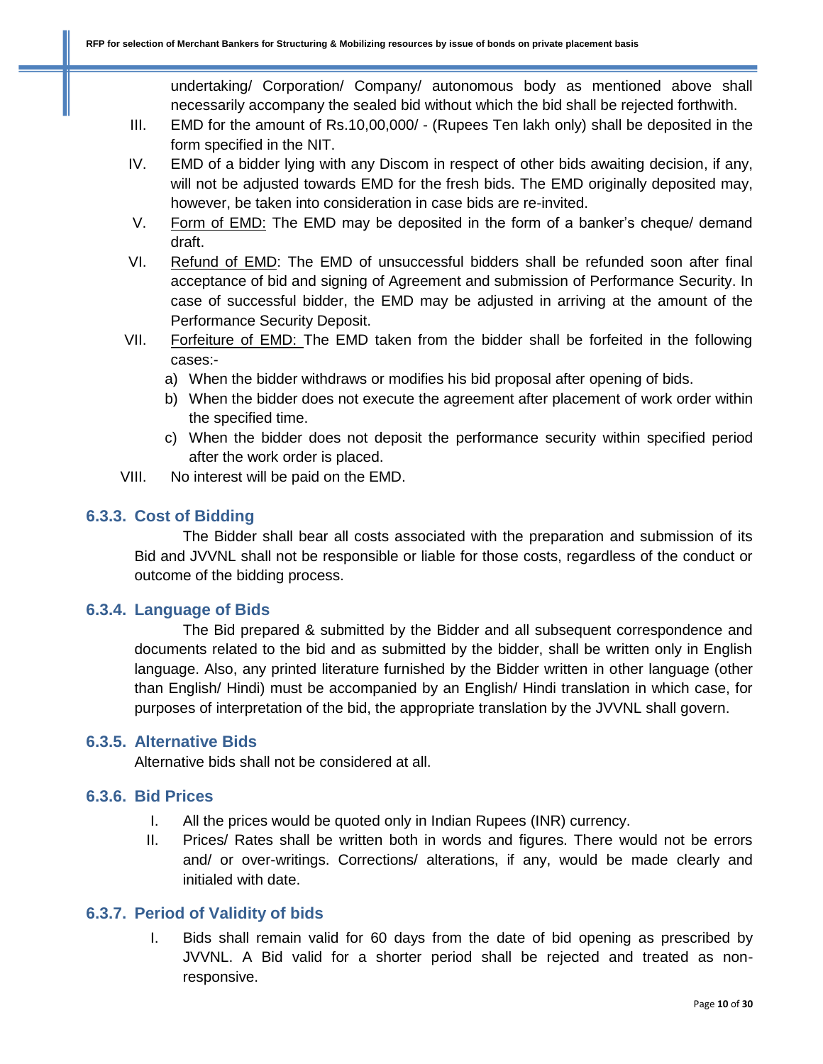undertaking/ Corporation/ Company/ autonomous body as mentioned above shall necessarily accompany the sealed bid without which the bid shall be rejected forthwith.

III. EMD for the amount of Rs.10,00,000/ - (Rupees Ten lakh only) shall be deposited in the form specified in the NIT.

IV. EMD of a bidder lying with any Discom in respect of other bids awaiting decision, if any, will not be adjusted towards EMD for the fresh bids. The EMD originally deposited may, however, be taken into consideration in case bids are re-invited.

V. <u>Form of EMD:</u> The EMD may be deposited in the form of a banker's cheque/ demand draft.

VI. <u>Refund of EMD</u>: The EMD of unsuccessful bidders shall be refunded soon after final acceptance of bid and signing of Agreement and submission of Performance Security. In case of successful bidder, the EMD may be adjusted in arriving at the amount of the Performance Security Deposit.

VII. <u>Forfeiture of EMD:</u> The EMD taken from the bidder shall be forfeited in the following cases:-

a) When the bidder withdraws or modifies his bid proposal after opening of bids.

b) When the bidder does not execute the agreement after placement of work order within the specified time.

c) When the bidder does not deposit the performance security within specified period after the work order is placed.

VIII. No interest will be paid on the EMD.

### 6.3.3. Cost of Bidding

The Bidder shall bear all costs associated with the preparation and submission of its Bid and JVVNL shall not be responsible or liable for those costs, regardless of the conduct or outcome of the bidding process.

### 6.3.4. Language of Bids

The Bid prepared & submitted by the Bidder and all subsequent correspondence and documents related to the bid and as submitted by the bidder, shall be written only in English language. Also, any printed literature furnished by the Bidder written in other language (other than English/ Hindi) must be accompanied by an English/ Hindi translation in which case, for purposes of interpretation of the bid, the appropriate translation by the JVVNL shall govern.

### 6.3.5. Alternative Bids

Alternative bids shall not be considered at all.

### 6.3.6. Bid Prices

I. All the prices would be quoted only in Indian Rupees (INR) currency.

II. Prices/ Rates shall be written both in words and figures. There would not be errors and/ or over-writings. Corrections/ alterations, if any, would be made clearly and initialed with date.

### 6.3.7. Period of Validity of bids

I. Bids shall remain valid for 60 days from the date of bid opening as prescribed by JVVNL. A Bid valid for a shorter period shall be rejected and treated as non-responsive.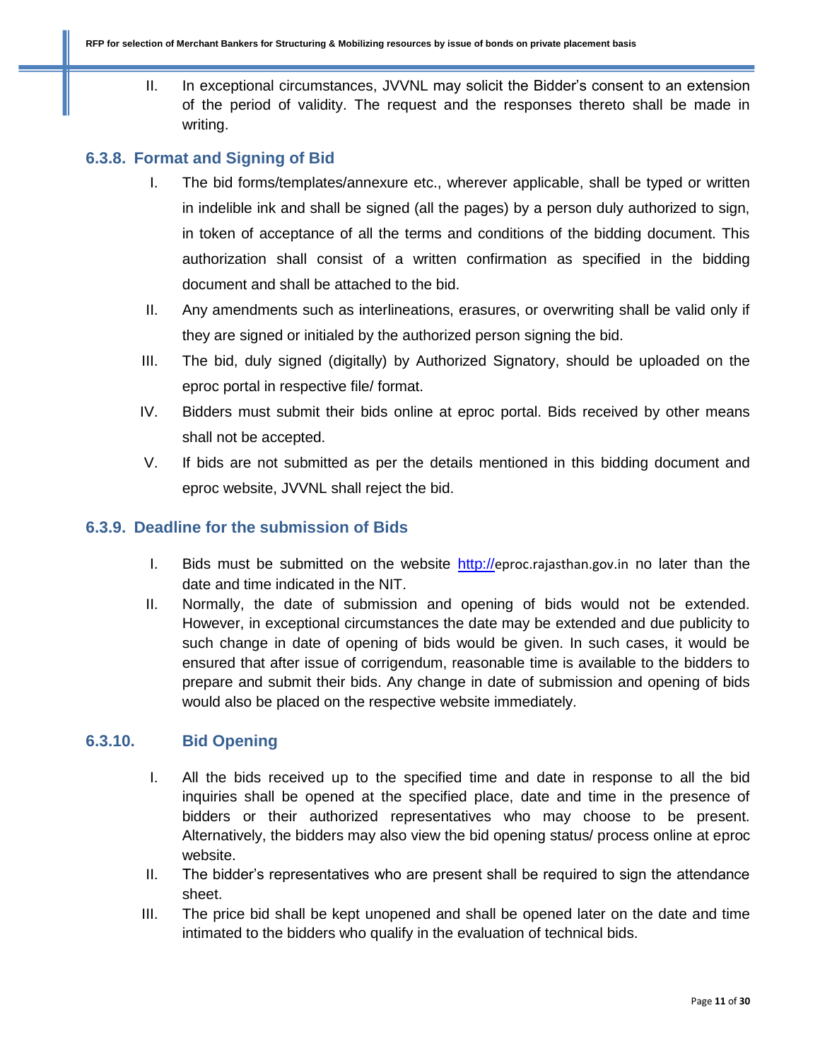II. In exceptional circumstances, JVVNL may solicit the Bidder's consent to an extension of the period of validity. The request and the responses thereto shall be made in writing.

### 6.3.8. Format and Signing of Bid

I. The bid forms/templates/annexure etc., wherever applicable, shall be typed or written in indelible ink and shall be signed (all the pages) by a person duly authorized to sign, in token of acceptance of all the terms and conditions of the bidding document. This authorization shall consist of a written confirmation as specified in the bidding document and shall be attached to the bid.

II. Any amendments such as interlineations, erasures, or overwriting shall be valid only if they are signed or initialed by the authorized person signing the bid.

III. The bid, duly signed (digitally) by Authorized Signatory, should be uploaded on the eproc portal in respective file/ format.

IV. Bidders must submit their bids online at eproc portal. Bids received by other means shall not be accepted.

V. If bids are not submitted as per the details mentioned in this bidding document and eproc website, JVVNL shall reject the bid.

### 6.3.9. Deadline for the submission of Bids

I. Bids must be submitted on the website http://eproc.rajasthan.gov.in no later than the date and time indicated in the NIT.

II. Normally, the date of submission and opening of bids would not be extended. However, in exceptional circumstances the date may be extended and due publicity to such change in date of opening of bids would be given. In such cases, it would be ensured that after issue of corrigendum, reasonable time is available to the bidders to prepare and submit their bids. Any change in date of submission and opening of bids would also be placed on the respective website immediately.

### 6.3.10. Bid Opening

I. All the bids received up to the specified time and date in response to all the bid inquiries shall be opened at the specified place, date and time in the presence of bidders or their authorized representatives who may choose to be present. Alternatively, the bidders may also view the bid opening status/ process online at eproc website.

II. The bidder's representatives who are present shall be required to sign the attendance sheet.

III. The price bid shall be kept unopened and shall be opened later on the date and time intimated to the bidders who qualify in the evaluation of technical bids.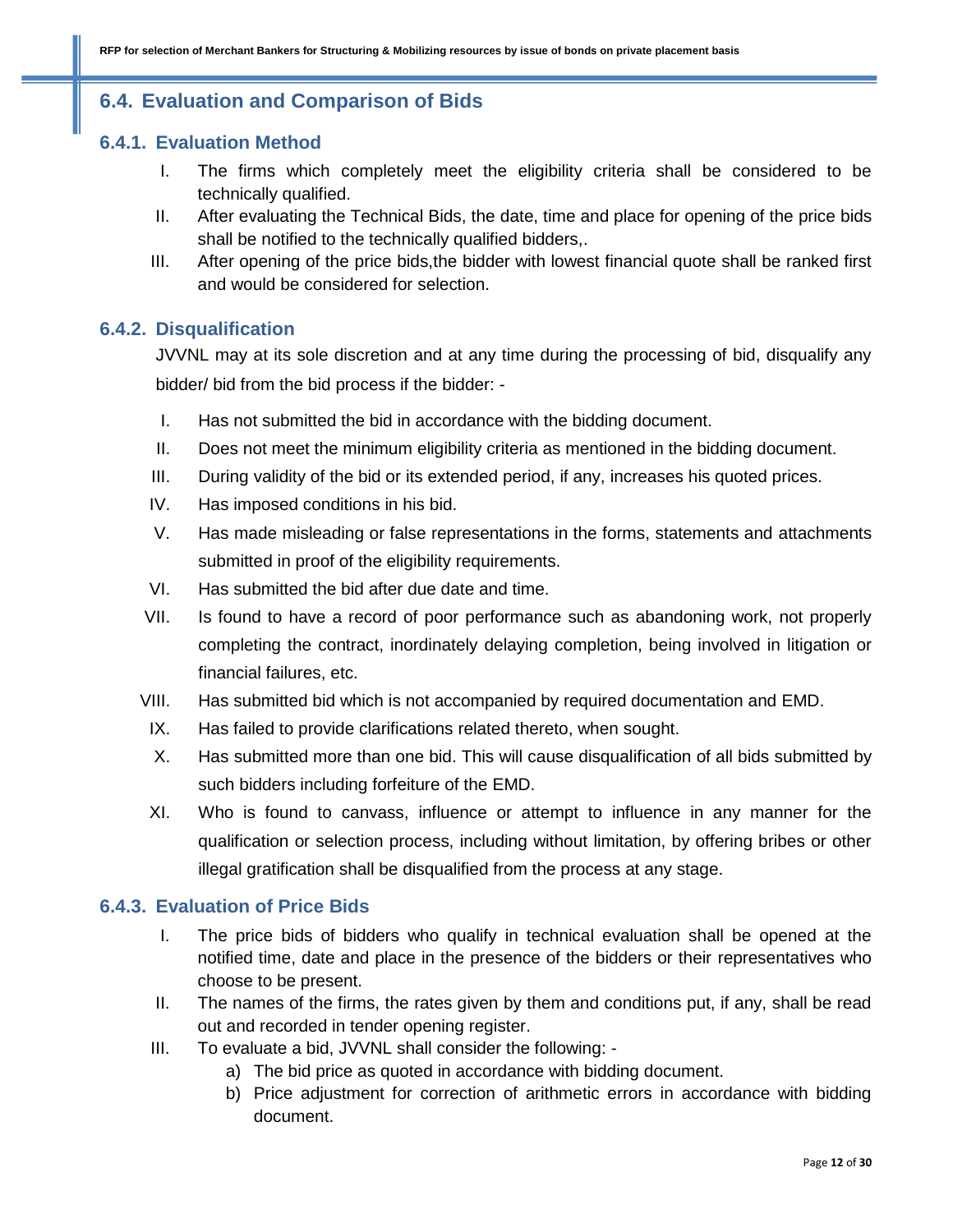## 6.4. Evaluation and Comparison of Bids

### 6.4.1. Evaluation Method

I. The firms which completely meet the eligibility criteria shall be considered to be technically qualified.

II. After evaluating the Technical Bids, the date, time and place for opening of the price bids shall be notified to the technically qualified bidders,.

III. After opening of the price bids,the bidder with lowest financial quote shall be ranked first and would be considered for selection.

### 6.4.2. Disqualification

JVVNL may at its sole discretion and at any time during the processing of bid, disqualify any bidder/ bid from the bid process if the bidder: -

I. Has not submitted the bid in accordance with the bidding document.

II. Does not meet the minimum eligibility criteria as mentioned in the bidding document.

III. During validity of the bid or its extended period, if any, increases his quoted prices.

IV. Has imposed conditions in his bid.

V. Has made misleading or false representations in the forms, statements and attachments submitted in proof of the eligibility requirements.

VI. Has submitted the bid after due date and time.

VII. Is found to have a record of poor performance such as abandoning work, not properly completing the contract, inordinately delaying completion, being involved in litigation or financial failures, etc.

VIII. Has submitted bid which is not accompanied by required documentation and EMD.

IX. Has failed to provide clarifications related thereto, when sought.

X. Has submitted more than one bid. This will cause disqualification of all bids submitted by such bidders including forfeiture of the EMD.

XI. Who is found to canvass, influence or attempt to influence in any manner for the qualification or selection process, including without limitation, by offering bribes or other illegal gratification shall be disqualified from the process at any stage.

### 6.4.3. Evaluation of Price Bids

I. The price bids of bidders who qualify in technical evaluation shall be opened at the notified time, date and place in the presence of the bidders or their representatives who choose to be present.

II. The names of the firms, the rates given by them and conditions put, if any, shall be read out and recorded in tender opening register.

III. To evaluate a bid, JVVNL shall consider the following: -

   a) The bid price as quoted in accordance with bidding document.

   b) Price adjustment for correction of arithmetic errors in accordance with bidding document.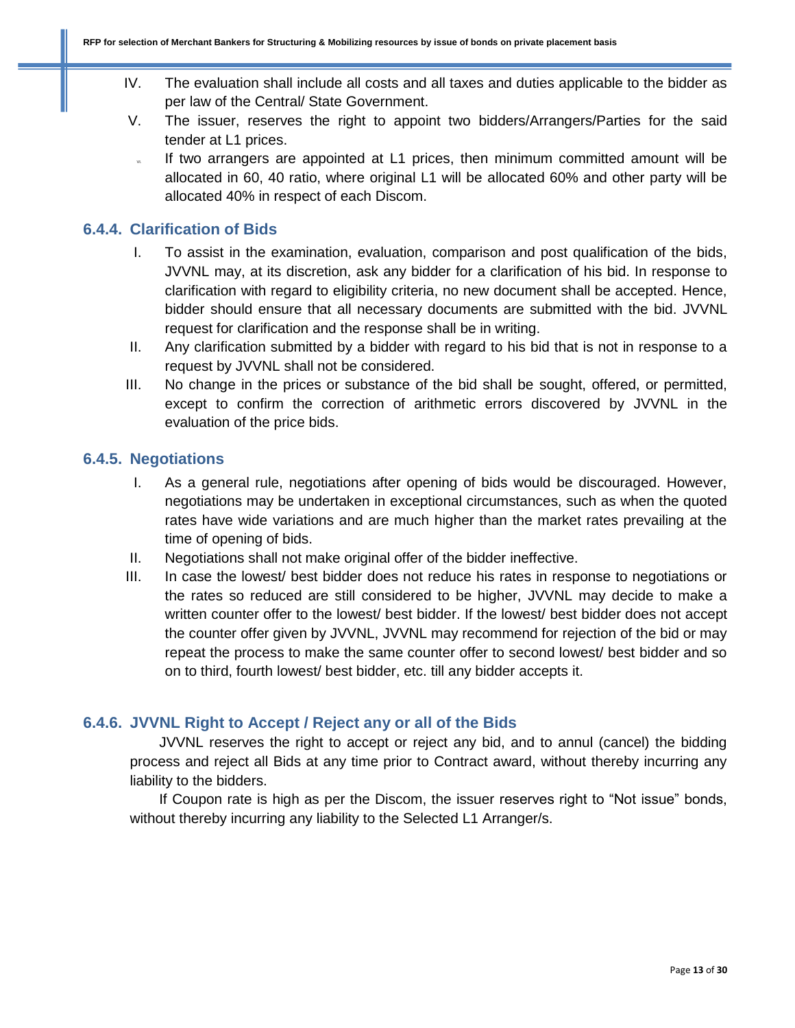IV. The evaluation shall include all costs and all taxes and duties applicable to the bidder as per law of the Central/ State Government.

V. The issuer, reserves the right to appoint two bidders/Arrangers/Parties for the said tender at L1 prices.

VI. If two arrangers are appointed at L1 prices, then minimum committed amount will be allocated in 60, 40 ratio, where original L1 will be allocated 60% and other party will be allocated 40% in respect of each Discom.

### 6.4.4. Clarification of Bids

I. To assist in the examination, evaluation, comparison and post qualification of the bids, JVVNL may, at its discretion, ask any bidder for a clarification of his bid. In response to clarification with regard to eligibility criteria, no new document shall be accepted. Hence, bidder should ensure that all necessary documents are submitted with the bid. JVVNL request for clarification and the response shall be in writing.

II. Any clarification submitted by a bidder with regard to his bid that is not in response to a request by JVVNL shall not be considered.

III. No change in the prices or substance of the bid shall be sought, offered, or permitted, except to confirm the correction of arithmetic errors discovered by JVVNL in the evaluation of the price bids.

### 6.4.5. Negotiations

I. As a general rule, negotiations after opening of bids would be discouraged. However, negotiations may be undertaken in exceptional circumstances, such as when the quoted rates have wide variations and are much higher than the market rates prevailing at the time of opening of bids.

II. Negotiations shall not make original offer of the bidder ineffective.

III. In case the lowest/ best bidder does not reduce his rates in response to negotiations or the rates so reduced are still considered to be higher, JVVNL may decide to make a written counter offer to the lowest/ best bidder. If the lowest/ best bidder does not accept the counter offer given by JVVNL, JVVNL may recommend for rejection of the bid or may repeat the process to make the same counter offer to second lowest/ best bidder and so on to third, fourth lowest/ best bidder, etc. till any bidder accepts it.

### 6.4.6. JVVNL Right to Accept / Reject any or all of the Bids

JVVNL reserves the right to accept or reject any bid, and to annul (cancel) the bidding process and reject all Bids at any time prior to Contract award, without thereby incurring any liability to the bidders.

If Coupon rate is high as per the Discom, the issuer reserves right to "Not issue" bonds, without thereby incurring any liability to the Selected L1 Arranger/s.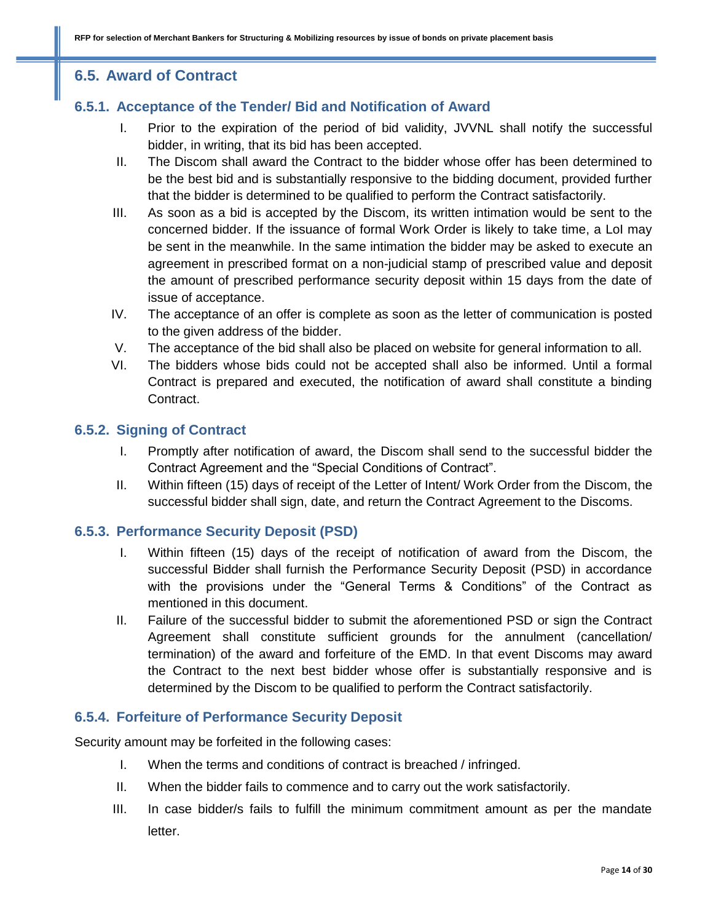## 6.5. Award of Contract

### 6.5.1. Acceptance of the Tender/ Bid and Notification of Award

I. Prior to the expiration of the period of bid validity, JVVNL shall notify the successful bidder, in writing, that its bid has been accepted.

II. The Discom shall award the Contract to the bidder whose offer has been determined to be the best bid and is substantially responsive to the bidding document, provided further that the bidder is determined to be qualified to perform the Contract satisfactorily.

III. As soon as a bid is accepted by the Discom, its written intimation would be sent to the concerned bidder. If the issuance of formal Work Order is likely to take time, a LoI may be sent in the meanwhile. In the same intimation the bidder may be asked to execute an agreement in prescribed format on a non-judicial stamp of prescribed value and deposit the amount of prescribed performance security deposit within 15 days from the date of issue of acceptance.

IV. The acceptance of an offer is complete as soon as the letter of communication is posted to the given address of the bidder.

V. The acceptance of the bid shall also be placed on website for general information to all.

VI. The bidders whose bids could not be accepted shall also be informed. Until a formal Contract is prepared and executed, the notification of award shall constitute a binding Contract.

### 6.5.2. Signing of Contract

I. Promptly after notification of award, the Discom shall send to the successful bidder the Contract Agreement and the "Special Conditions of Contract".

II. Within fifteen (15) days of receipt of the Letter of Intent/ Work Order from the Discom, the successful bidder shall sign, date, and return the Contract Agreement to the Discoms.

### 6.5.3. Performance Security Deposit (PSD)

I. Within fifteen (15) days of the receipt of notification of award from the Discom, the successful Bidder shall furnish the Performance Security Deposit (PSD) in accordance with the provisions under the "General Terms & Conditions" of the Contract as mentioned in this document.

II. Failure of the successful bidder to submit the aforementioned PSD or sign the Contract Agreement shall constitute sufficient grounds for the annulment (cancellation/ termination) of the award and forfeiture of the EMD. In that event Discoms may award the Contract to the next best bidder whose offer is substantially responsive and is determined by the Discom to be qualified to perform the Contract satisfactorily.

### 6.5.4. Forfeiture of Performance Security Deposit

Security amount may be forfeited in the following cases:

I. When the terms and conditions of contract is breached / infringed.

II. When the bidder fails to commence and to carry out the work satisfactorily.

III. In case bidder/s fails to fulfill the minimum commitment amount as per the mandate letter.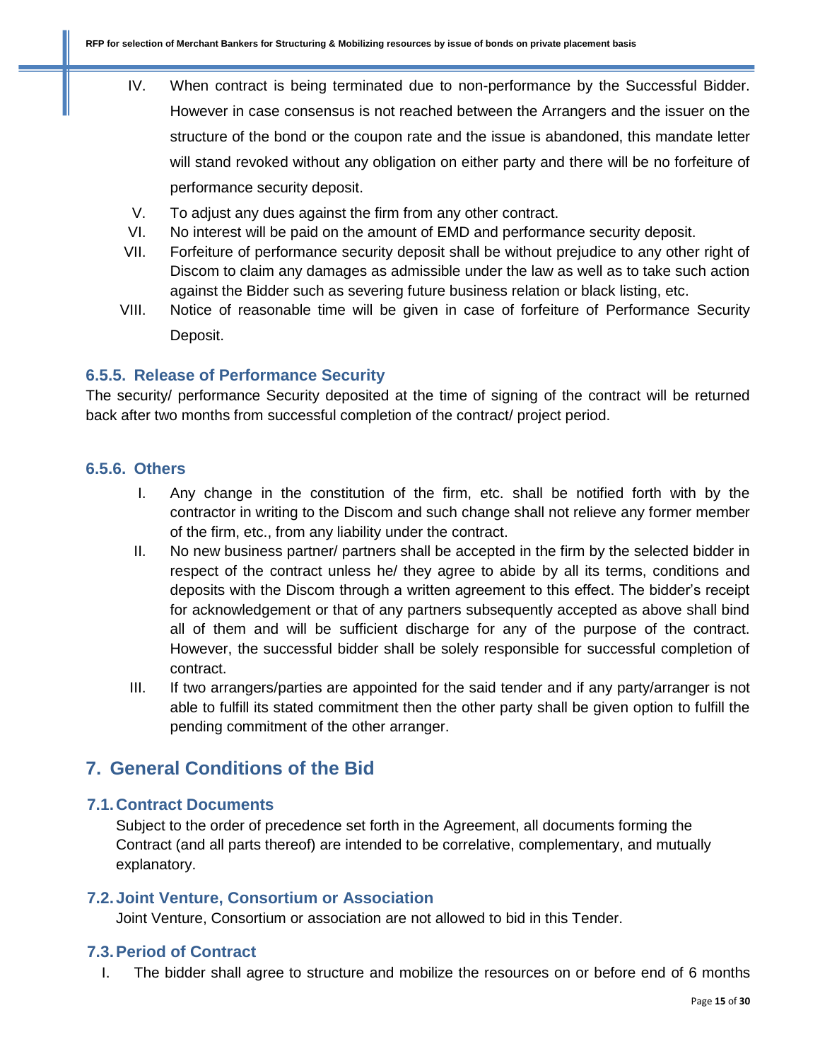IV. When contract is being terminated due to non-performance by the Successful Bidder. However in case consensus is not reached between the Arrangers and the issuer on the structure of the bond or the coupon rate and the issue is abandoned, this mandate letter will stand revoked without any obligation on either party and there will be no forfeiture of performance security deposit.

V. To adjust any dues against the firm from any other contract.

VI. No interest will be paid on the amount of EMD and performance security deposit.

VII. Forfeiture of performance security deposit shall be without prejudice to any other right of Discom to claim any damages as admissible under the law as well as to take such action against the Bidder such as severing future business relation or black listing, etc.

VIII. Notice of reasonable time will be given in case of forfeiture of Performance Security Deposit.

### 6.5.5. Release of Performance Security

The security/ performance Security deposited at the time of signing of the contract will be returned back after two months from successful completion of the contract/ project period.

### 6.5.6. Others

I. Any change in the constitution of the firm, etc. shall be notified forth with by the contractor in writing to the Discom and such change shall not relieve any former member of the firm, etc., from any liability under the contract.

II. No new business partner/ partners shall be accepted in the firm by the selected bidder in respect of the contract unless he/ they agree to abide by all its terms, conditions and deposits with the Discom through a written agreement to this effect. The bidder's receipt for acknowledgement or that of any partners subsequently accepted as above shall bind all of them and will be sufficient discharge for any of the purpose of the contract. However, the successful bidder shall be solely responsible for successful completion of contract.

III. If two arrangers/parties are appointed for the said tender and if any party/arranger is not able to fulfill its stated commitment then the other party shall be given option to fulfill the pending commitment of the other arranger.

# 7. General Conditions of the Bid

## 7.1. Contract Documents

Subject to the order of precedence set forth in the Agreement, all documents forming the Contract (and all parts thereof) are intended to be correlative, complementary, and mutually explanatory.

## 7.2. Joint Venture, Consortium or Association

Joint Venture, Consortium or association are not allowed to bid in this Tender.

## 7.3. Period of Contract

I. The bidder shall agree to structure and mobilize the resources on or before end of 6 months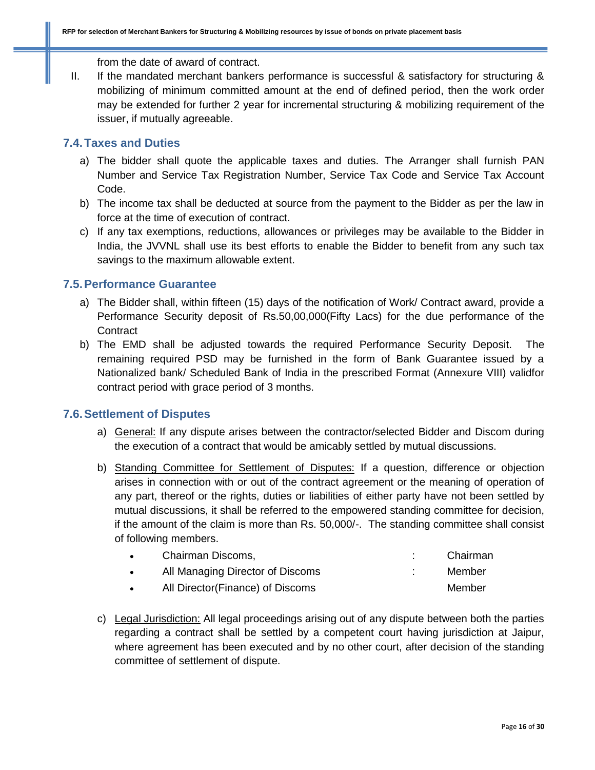from the date of award of contract.

II. If the mandated merchant bankers performance is successful & satisfactory for structuring & mobilizing of minimum committed amount at the end of defined period, then the work order may be extended for further 2 year for incremental structuring & mobilizing requirement of the issuer, if mutually agreeable.

### 7.4. Taxes and Duties

a) The bidder shall quote the applicable taxes and duties. The Arranger shall furnish PAN Number and Service Tax Registration Number, Service Tax Code and Service Tax Account Code.

b) The income tax shall be deducted at source from the payment to the Bidder as per the law in force at the time of execution of contract.

c) If any tax exemptions, reductions, allowances or privileges may be available to the Bidder in India, the JVVNL shall use its best efforts to enable the Bidder to benefit from any such tax savings to the maximum allowable extent.

### 7.5. Performance Guarantee

a) The Bidder shall, within fifteen (15) days of the notification of Work/ Contract award, provide a Performance Security deposit of Rs.50,00,000(Fifty Lacs) for the due performance of the Contract

b) The EMD shall be adjusted towards the required Performance Security Deposit. The remaining required PSD may be furnished in the form of Bank Guarantee issued by a Nationalized bank/ Scheduled Bank of India in the prescribed Format (Annexure VIII) validfor contract period with grace period of 3 months.

### 7.6. Settlement of Disputes

a) General: If any dispute arises between the contractor/selected Bidder and Discom during the execution of a contract that would be amicably settled by mutual discussions.

b) Standing Committee for Settlement of Disputes: If a question, difference or objection arises in connection with or out of the contract agreement or the meaning of operation of any part, thereof or the rights, duties or liabilities of either party have not been settled by mutual discussions, it shall be referred to the empowered standing committee for decision, if the amount of the claim is more than Rs. 50,000/-. The standing committee shall consist of following members.

- Chairman Discoms, : Chairman
- All Managing Director of Discoms : Member
- All Director(Finance) of Discoms Member

c) Legal Jurisdiction: All legal proceedings arising out of any dispute between both the parties regarding a contract shall be settled by a competent court having jurisdiction at Jaipur, where agreement has been executed and by no other court, after decision of the standing committee of settlement of dispute.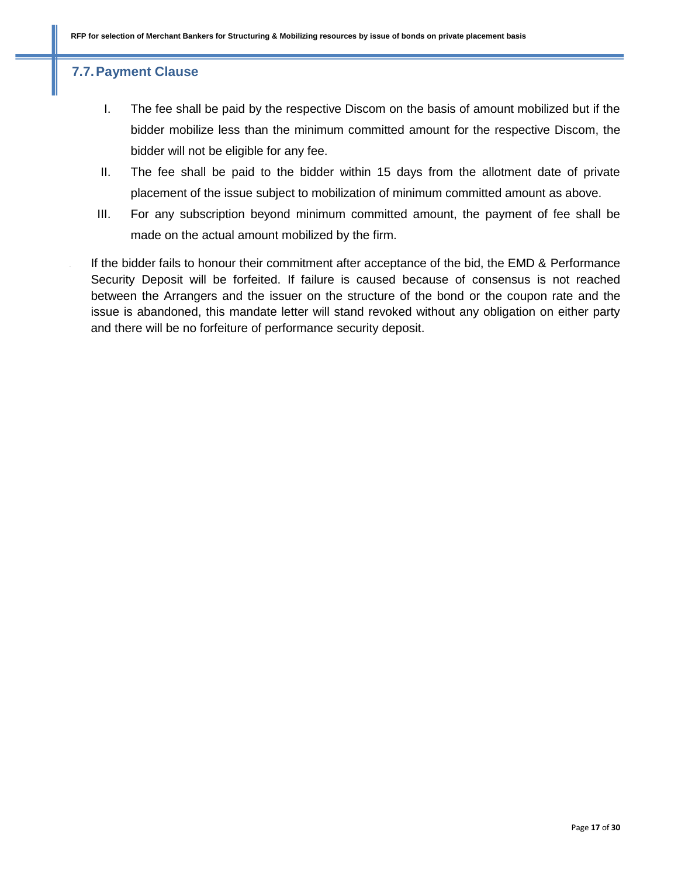## 7.7. Payment Clause

I. The fee shall be paid by the respective Discom on the basis of amount mobilized but if the bidder mobilize less than the minimum committed amount for the respective Discom, the bidder will not be eligible for any fee.

II. The fee shall be paid to the bidder within 15 days from the allotment date of private placement of the issue subject to mobilization of minimum committed amount as above.

III. For any subscription beyond minimum committed amount, the payment of fee shall be made on the actual amount mobilized by the firm.

If the bidder fails to honour their commitment after acceptance of the bid, the EMD & Performance Security Deposit will be forfeited. If failure is caused because of consensus is not reached between the Arrangers and the issuer on the structure of the bond or the coupon rate and the issue is abandoned, this mandate letter will stand revoked without any obligation on either party and there will be no forfeiture of performance security deposit.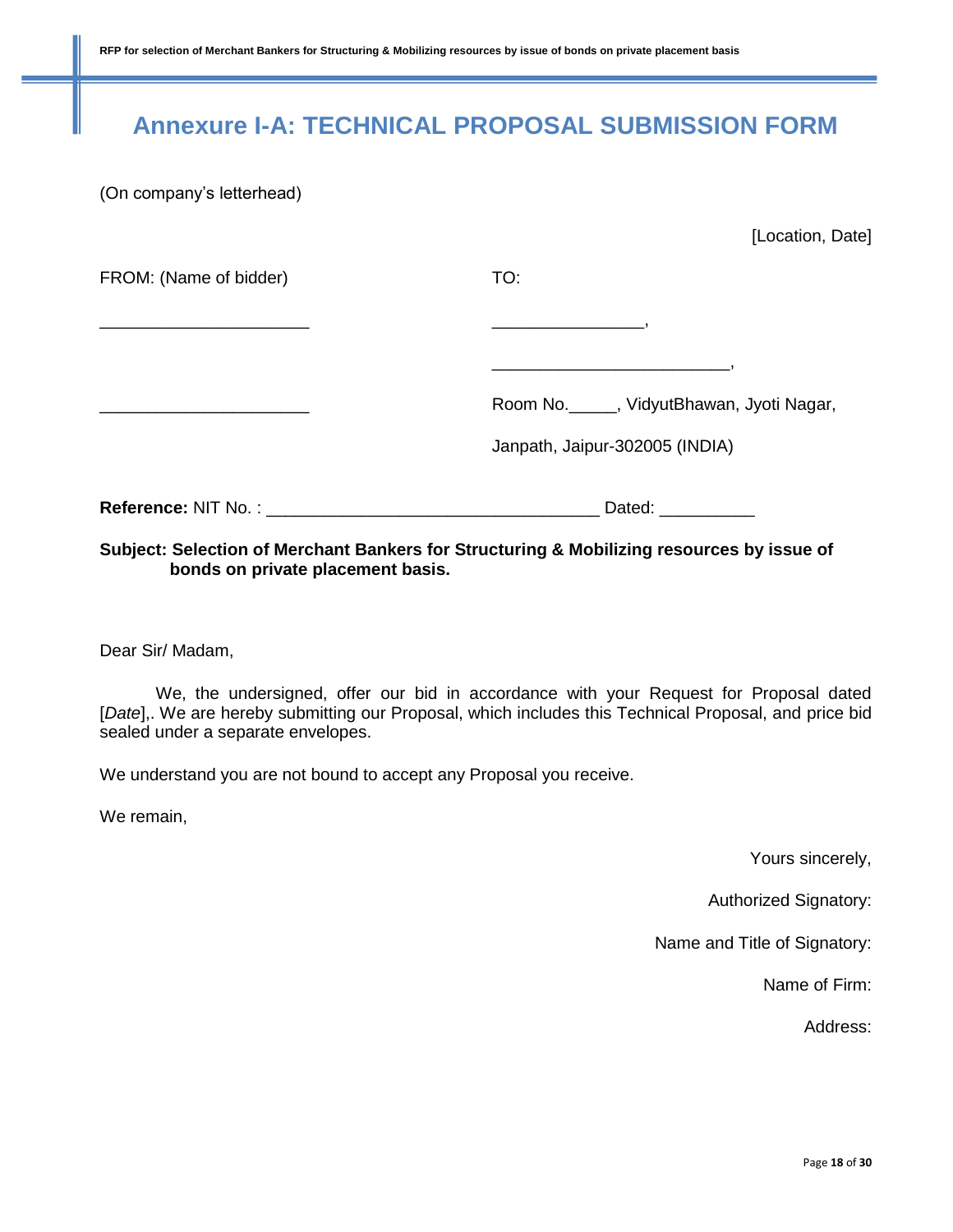# Annexure I-A: TECHNICAL PROPOSAL SUBMISSION FORM

(On company's letterhead)

[Location, Date]

| FROM: (Name of bidder) | TO: |
|---|---|
| ______________________ | ________________, |
| | _________________________, |
| ______________________ | Room No._____, VidyutBhawan, Jyoti Nagar, |
| | Janpath, Jaipur-302005 (INDIA) |

**Reference:** NIT No. : __________________________________ Dated: __________

**Subject: Selection of Merchant Bankers for Structuring & Mobilizing resources by issue of bonds on private placement basis.**

Dear Sir/ Madam,

We, the undersigned, offer our bid in accordance with your Request for Proposal dated [*Date*],. We are hereby submitting our Proposal, which includes this Technical Proposal, and price bid sealed under a separate envelopes.

We understand you are not bound to accept any Proposal you receive.

We remain,

Yours sincerely,

Authorized Signatory:

Name and Title of Signatory:

Name of Firm:

Address: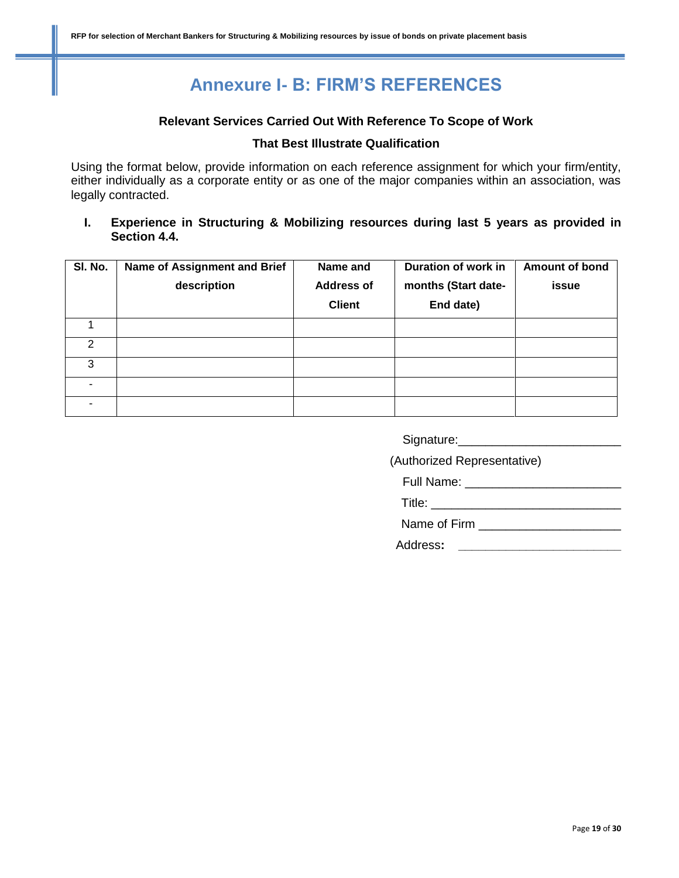# Annexure I- B: FIRM'S REFERENCES

**Relevant Services Carried Out With Reference To Scope of Work**

**That Best Illustrate Qualification**

Using the format below, provide information on each reference assignment for which your firm/entity, either individually as a corporate entity or as one of the major companies within an association, was legally contracted.

**I. Experience in Structuring & Mobilizing resources during last 5 years as provided in Section 4.4.**

| Sl. No. | Name of Assignment and Brief description | Name and Address of Client | Duration of work in months (Start date-End date) | Amount of bond issue |
|---|---|---|---|---|
| 1 | | | | |
| 2 | | | | |
| 3 | | | | |
| - | | | | |
| - | | | | |

Signature:________________________

(Authorized Representative)

Full Name: _______________________

Title: ____________________________

Name of Firm _____________________

Address: _________________________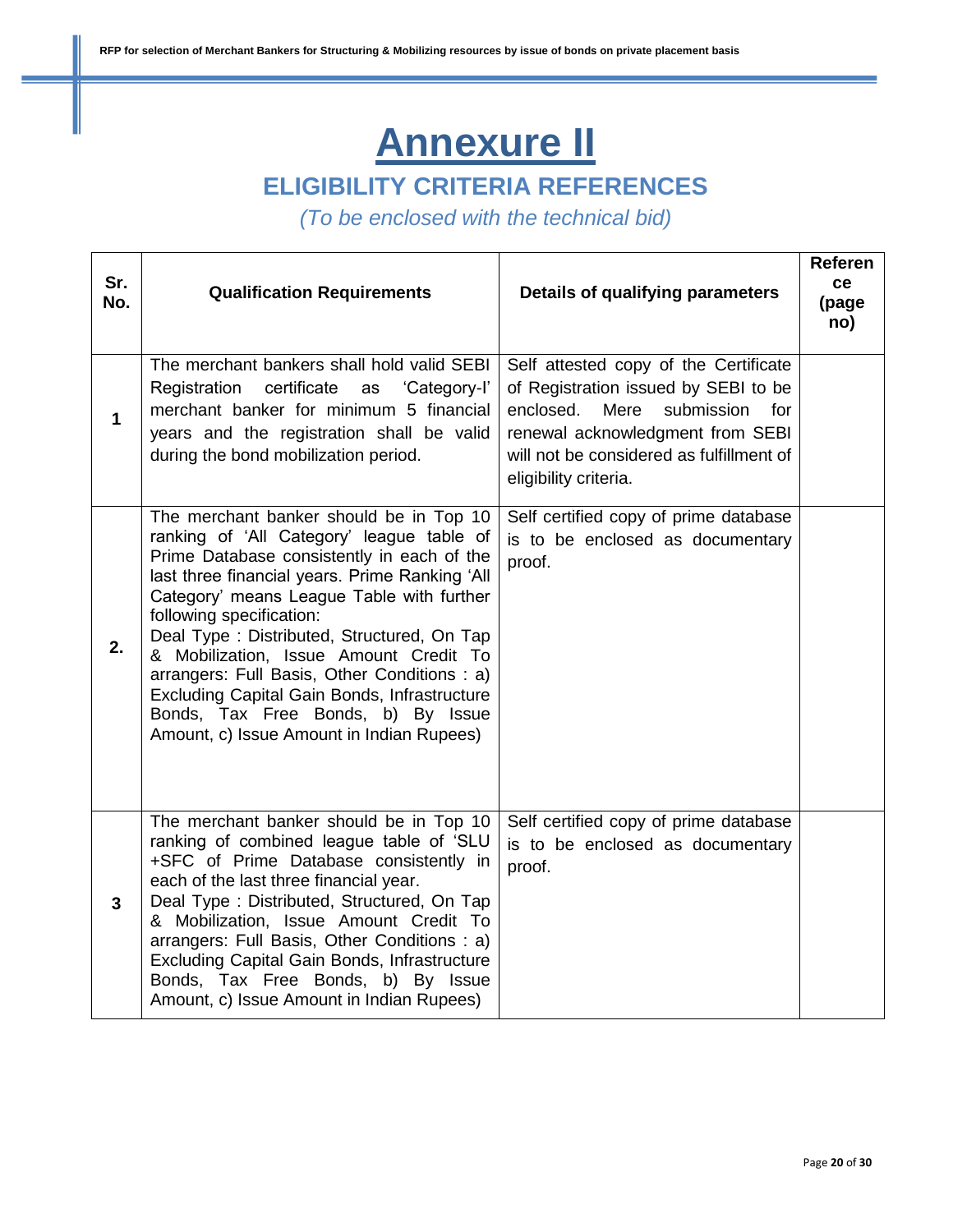# Annexure II

## ELIGIBILITY CRITERIA REFERENCES

*(To be enclosed with the technical bid)*

| Sr. No. | Qualification Requirements | Details of qualifying parameters | Reference (page no) |
|---|---|---|---|
| 1 | The merchant bankers shall hold valid SEBI Registration certificate as 'Category-I' merchant banker for minimum 5 financial years and the registration shall be valid during the bond mobilization period. | Self attested copy of the Certificate of Registration issued by SEBI to be enclosed. Mere submission for renewal acknowledgment from SEBI will not be considered as fulfillment of eligibility criteria. | |
| 2. | The merchant banker should be in Top 10 ranking of 'All Category' league table of Prime Database consistently in each of the last three financial years. Prime Ranking 'All Category' means League Table with further following specification: Deal Type : Distributed, Structured, On Tap & Mobilization, Issue Amount Credit To arrangers: Full Basis, Other Conditions : a) Excluding Capital Gain Bonds, Infrastructure Bonds, Tax Free Bonds, b) By Issue Amount, c) Issue Amount in Indian Rupees) | Self certified copy of prime database is to be enclosed as documentary proof. | |
| 3 | The merchant banker should be in Top 10 ranking of combined league table of 'SLU +SFC of Prime Database consistently in each of the last three financial year. Deal Type : Distributed, Structured, On Tap & Mobilization, Issue Amount Credit To arrangers: Full Basis, Other Conditions : a) Excluding Capital Gain Bonds, Infrastructure Bonds, Tax Free Bonds, b) By Issue Amount, c) Issue Amount in Indian Rupees) | Self certified copy of prime database is to be enclosed as documentary proof. | |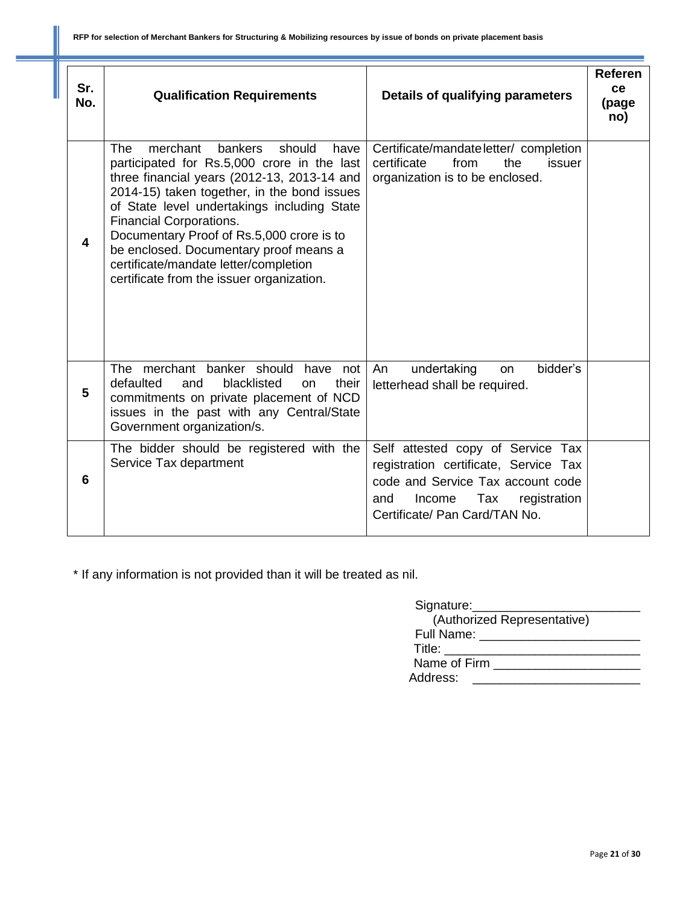| Sr. No. | Qualification Requirements | Details of qualifying parameters | Reference (page no) |
|---|---|---|---|
| 4 | The merchant bankers should have participated for Rs.5,000 crore in the last three financial years (2012-13, 2013-14 and 2014-15) taken together, in the bond issues of State level undertakings including State Financial Corporations.<br>Documentary Proof of Rs.5,000 crore is to be enclosed. Documentary proof means a certificate/mandate letter/completion certificate from the issuer organization. | Certificate/mandate letter/ completion certificate from the issuer organization is to be enclosed. | |
| 5 | The merchant banker should have not defaulted and blacklisted on their commitments on private placement of NCD issues in the past with any Central/State Government organization/s. | An undertaking on bidder's letterhead shall be required. | |
| 6 | The bidder should be registered with the Service Tax department | Self attested copy of Service Tax registration certificate, Service Tax code and Service Tax account code and Income Tax registration Certificate/ Pan Card/TAN No. | |

* If any information is not provided than it will be treated as nil.

Signature:_______________________
(Authorized Representative)
Full Name: ______________________
Title: ___________________________
Name of Firm ____________________
Address: ________________________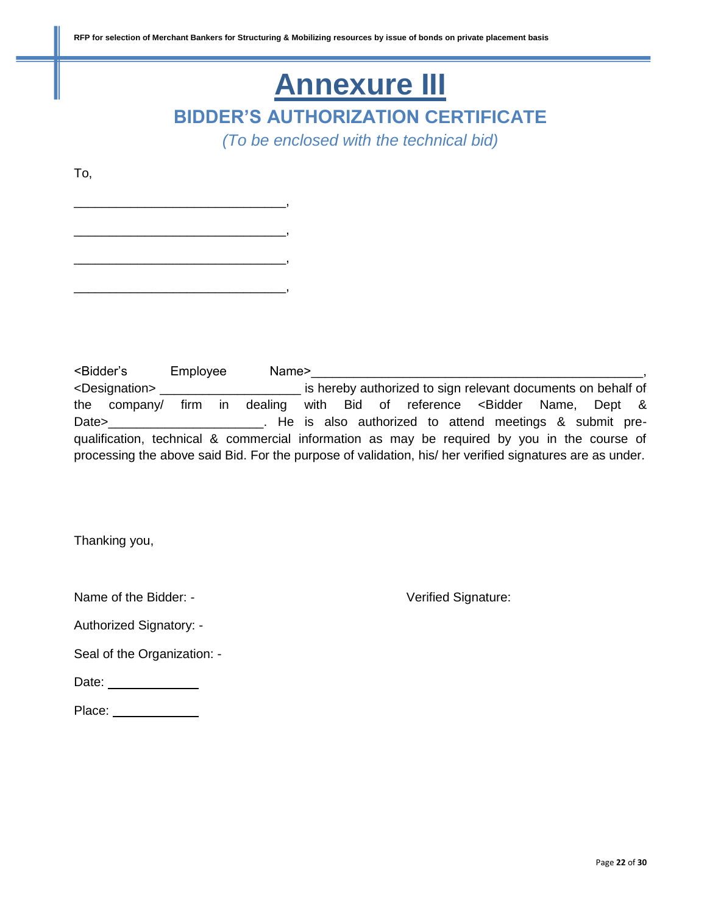# Annexure III

## BIDDER'S AUTHORIZATION CERTIFICATE

*(To be enclosed with the technical bid)*

To,

______________________________,

______________________________,

______________________________,

______________________________,

<Bidder's Employee Name>______________________________________________, <Designation> ____________________ is hereby authorized to sign relevant documents on behalf of the company/ firm in dealing with Bid of reference <Bidder Name, Dept & Date>______________________. He is also authorized to attend meetings & submit pre-qualification, technical & commercial information as may be required by you in the course of processing the above said Bid. For the purpose of validation, his/ her verified signatures are as under.

Thanking you,

Name of the Bidder: -

Authorized Signatory: -

Seal of the Organization: -

Date: ____________

Place: ____________

Verified Signature: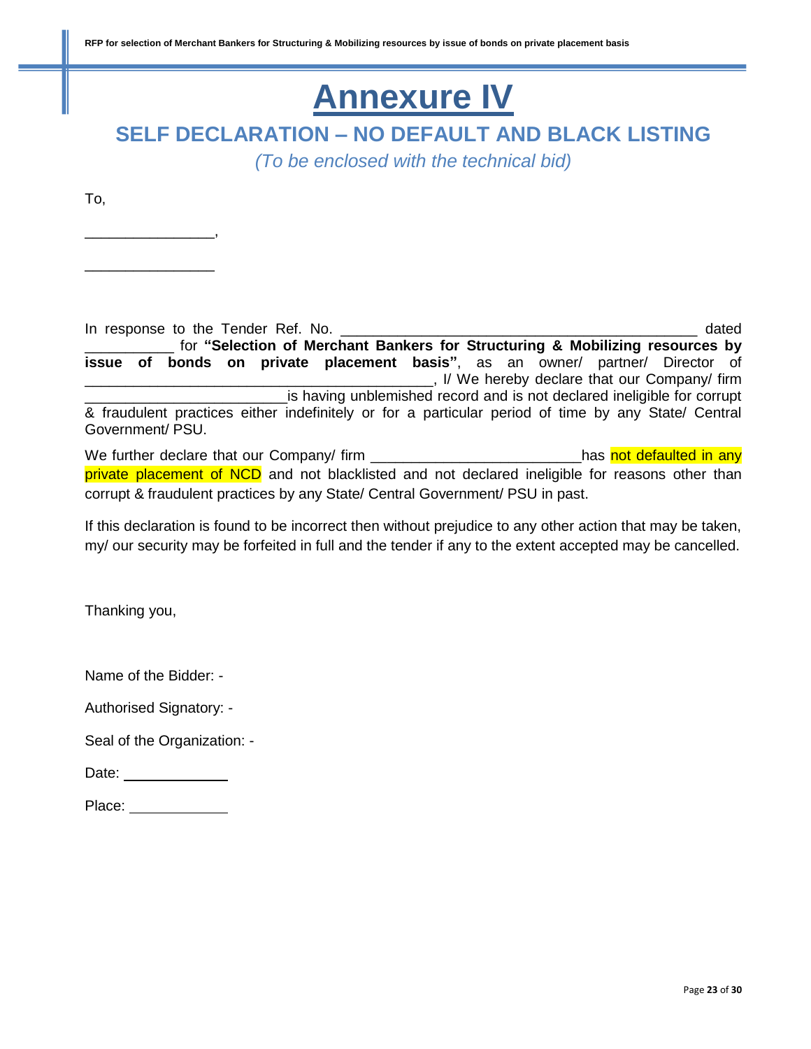# Annexure IV

## SELF DECLARATION – NO DEFAULT AND BLACK LISTING

*(To be enclosed with the technical bid)*

To,

________________,

________________

In response to the Tender Ref. No. ______________________________________________ dated ___________ for **"Selection of Merchant Bankers for Structuring & Mobilizing resources by issue of bonds on private placement basis"**, as an owner/ partner/ Director of ______________________________________________, I/ We hereby declare that our Company/ firm __________________________is having unblemished record and is not declared ineligible for corrupt & fraudulent practices either indefinitely or for a particular period of time by any State/ Central Government/ PSU.

We further declare that our Company/ firm ___________________________has not defaulted in any private placement of NCD and not blacklisted and not declared ineligible for reasons other than corrupt & fraudulent practices by any State/ Central Government/ PSU in past.

If this declaration is found to be incorrect then without prejudice to any other action that may be taken, my/ our security may be forfeited in full and the tender if any to the extent accepted may be cancelled.

Thanking you,

Name of the Bidder: -

Authorised Signatory: -

Seal of the Organization: -

Date: ______________

Place: _____________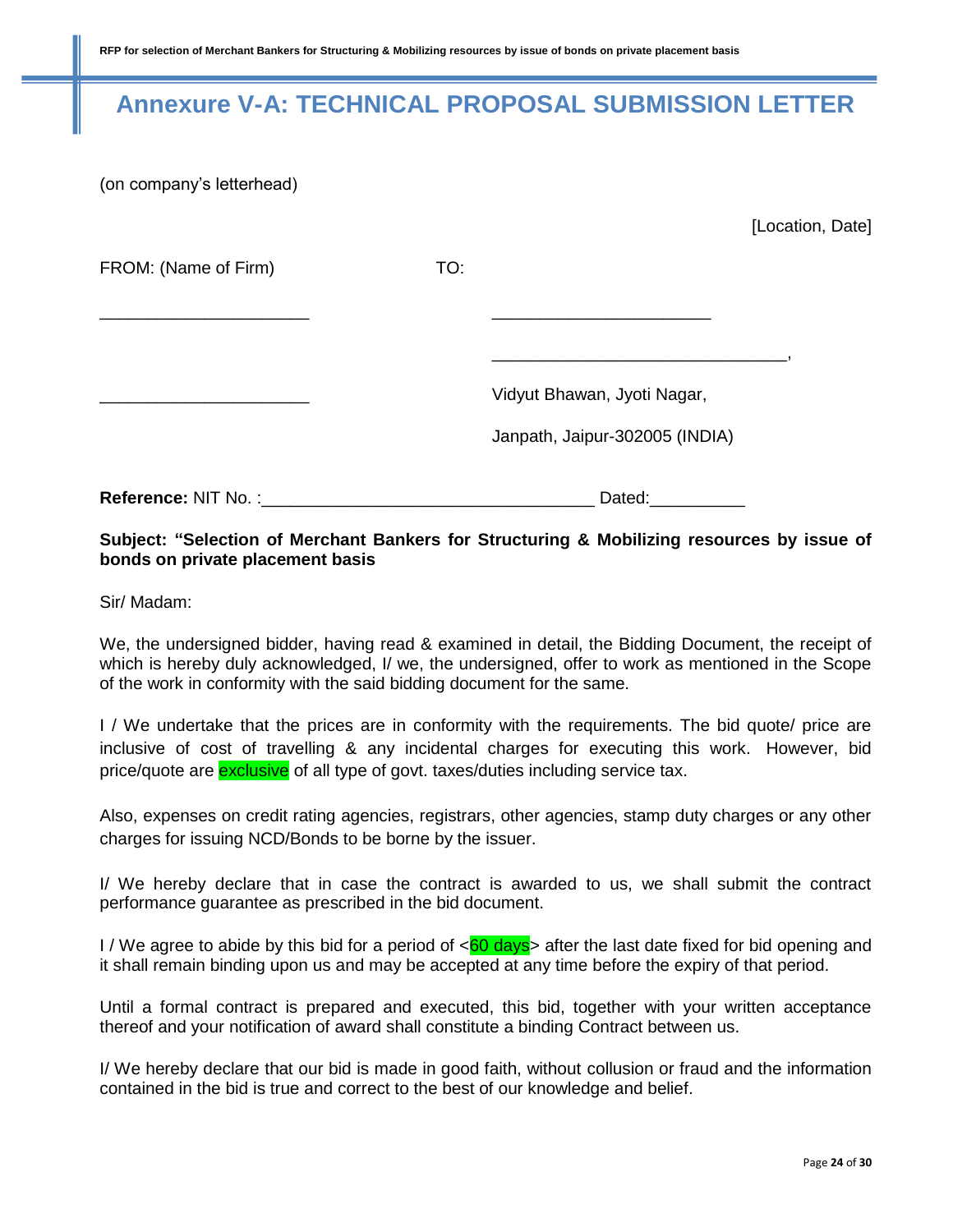# Annexure V-A: TECHNICAL PROPOSAL SUBMISSION LETTER

(on company's letterhead)

[Location, Date]

FROM: (Name of Firm)                TO:

______________________                ______________________

                                      ______________________________,

______________________                Vidyut Bhawan, Jyoti Nagar,

                                      Janpath, Jaipur-302005 (INDIA)

**Reference:** NIT No. :__________________________________ Dated:__________

**Subject: "Selection of Merchant Bankers for Structuring & Mobilizing resources by issue of bonds on private placement basis**

Sir/ Madam:

We, the undersigned bidder, having read & examined in detail, the Bidding Document, the receipt of which is hereby duly acknowledged, I/ we, the undersigned, offer to work as mentioned in the Scope of the work in conformity with the said bidding document for the same.

I / We undertake that the prices are in conformity with the requirements. The bid quote/ price are inclusive of cost of travelling & any incidental charges for executing this work. However, bid price/quote are exclusive of all type of govt. taxes/duties including service tax.

Also, expenses on credit rating agencies, registrars, other agencies, stamp duty charges or any other charges for issuing NCD/Bonds to be borne by the issuer.

I/ We hereby declare that in case the contract is awarded to us, we shall submit the contract performance guarantee as prescribed in the bid document.

I / We agree to abide by this bid for a period of <60 days> after the last date fixed for bid opening and it shall remain binding upon us and may be accepted at any time before the expiry of that period.

Until a formal contract is prepared and executed, this bid, together with your written acceptance thereof and your notification of award shall constitute a binding Contract between us.

I/ We hereby declare that our bid is made in good faith, without collusion or fraud and the information contained in the bid is true and correct to the best of our knowledge and belief.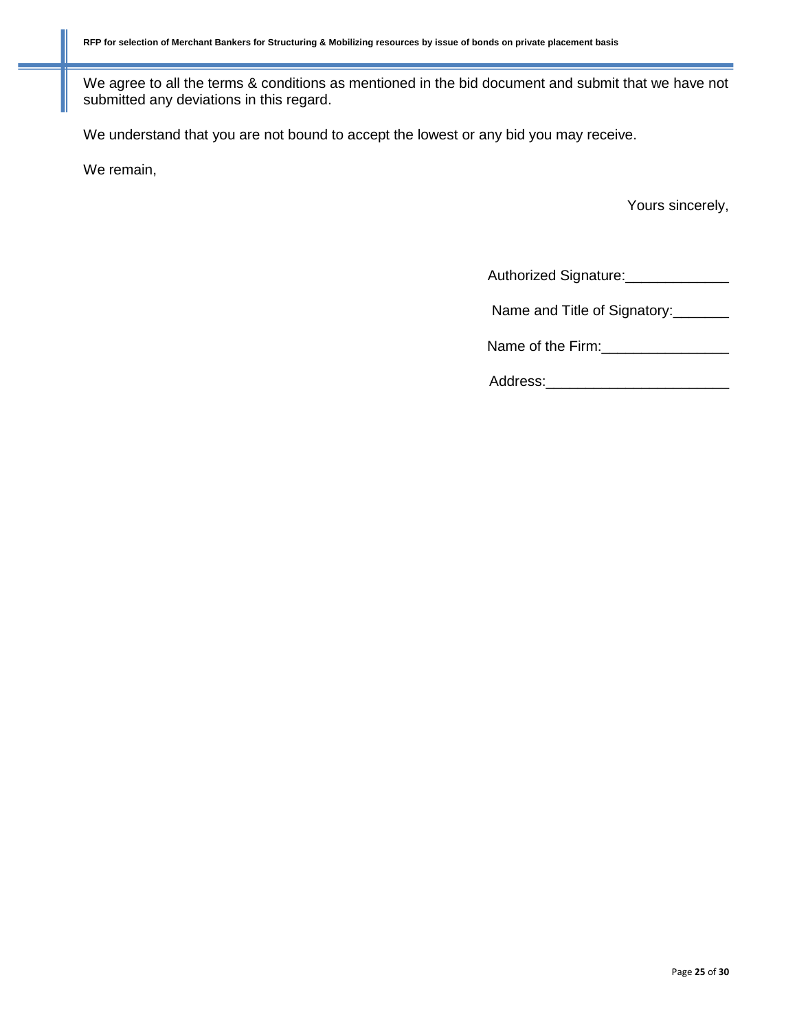We agree to all the terms & conditions as mentioned in the bid document and submit that we have not submitted any deviations in this regard.

We understand that you are not bound to accept the lowest or any bid you may receive.

We remain,

Yours sincerely,

Authorized Signature:_____________

Name and Title of Signatory:_______

Name of the Firm:________________

Address:_______________________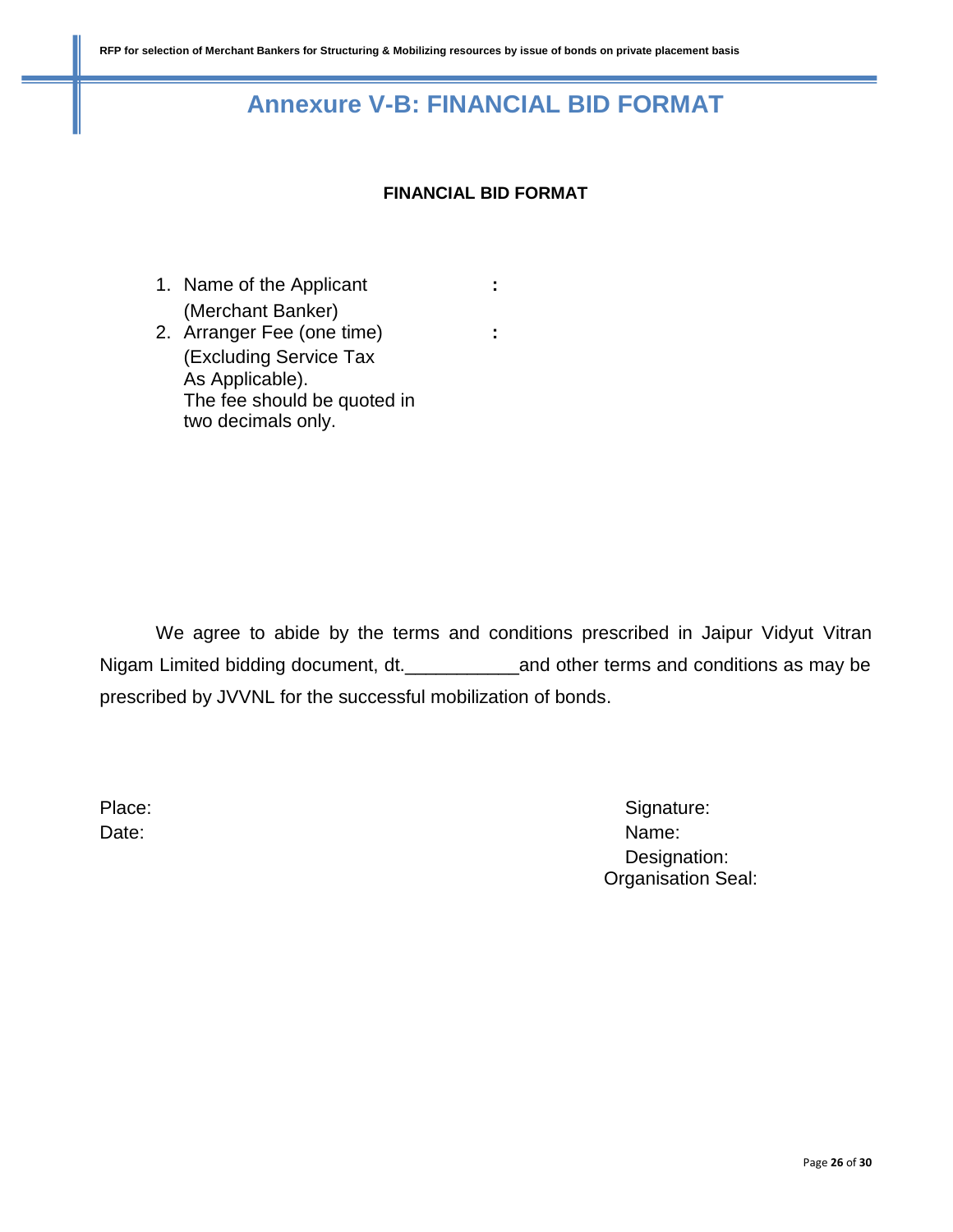# Annexure V-B: FINANCIAL BID FORMAT

**FINANCIAL BID FORMAT**

1. Name of the Applicant (Merchant Banker) :
2. Arranger Fee (one time) (Excluding Service Tax As Applicable). The fee should be quoted in two decimals only. :

We agree to abide by the terms and conditions prescribed in Jaipur Vidyut Vitran Nigam Limited bidding document, dt.___________and other terms and conditions as may be prescribed by JVVNL for the successful mobilization of bonds.

Place:
Date:

Signature:
Name:
Designation:
Organisation Seal: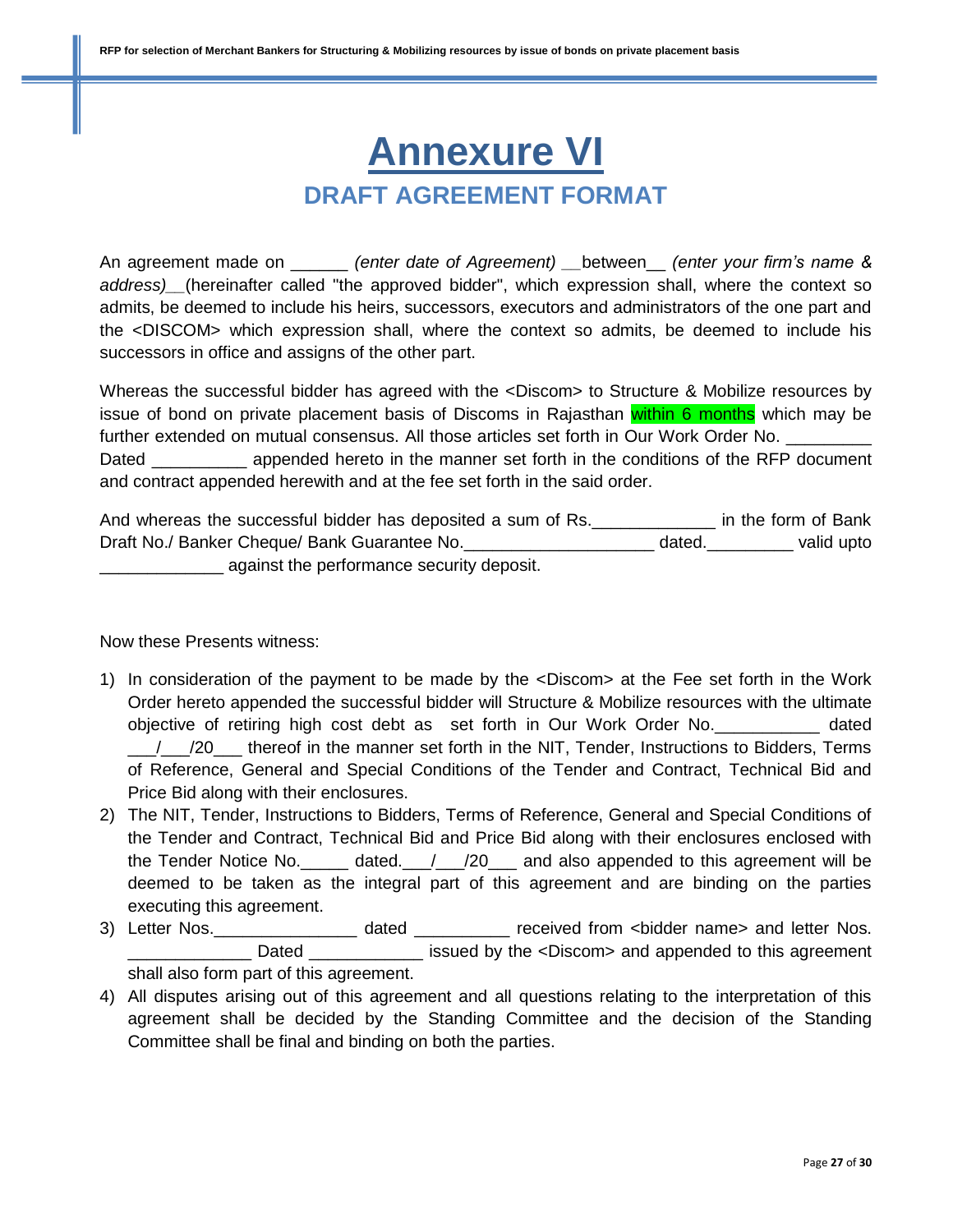# Annexure VI

## DRAFT AGREEMENT FORMAT

An agreement made on ______ *(enter date of Agreement) __*between__ *(enter your firm's name & address)__*(hereinafter called "the approved bidder", which expression shall, where the context so admits, be deemed to include his heirs, successors, executors and administrators of the one part and the <DISCOM> which expression shall, where the context so admits, be deemed to include his successors in office and assigns of the other part.

Whereas the successful bidder has agreed with the <Discom> to Structure & Mobilize resources by issue of bond on private placement basis of Discoms in Rajasthan within 6 months which may be further extended on mutual consensus. All those articles set forth in Our Work Order No. _________ Dated __________ appended hereto in the manner set forth in the conditions of the RFP document and contract appended herewith and at the fee set forth in the said order.

And whereas the successful bidder has deposited a sum of Rs._____________ in the form of Bank Draft No./ Banker Cheque/ Bank Guarantee No.____________________ dated._________ valid upto _____________ against the performance security deposit.

Now these Presents witness:

1) In consideration of the payment to be made by the <Discom> at the Fee set forth in the Work Order hereto appended the successful bidder will Structure & Mobilize resources with the ultimate objective of retiring high cost debt as set forth in Our Work Order No.___________ dated ___/___/20___ thereof in the manner set forth in the NIT, Tender, Instructions to Bidders, Terms of Reference, General and Special Conditions of the Tender and Contract, Technical Bid and Price Bid along with their enclosures.
2) The NIT, Tender, Instructions to Bidders, Terms of Reference, General and Special Conditions of the Tender and Contract, Technical Bid and Price Bid along with their enclosures enclosed with the Tender Notice No._____ dated.___/___/20___ and also appended to this agreement will be deemed to be taken as the integral part of this agreement and are binding on the parties executing this agreement.
3) Letter Nos._______________ dated __________ received from <bidder name> and letter Nos. _____________ Dated ____________ issued by the <Discom> and appended to this agreement shall also form part of this agreement.
4) All disputes arising out of this agreement and all questions relating to the interpretation of this agreement shall be decided by the Standing Committee and the decision of the Standing Committee shall be final and binding on both the parties.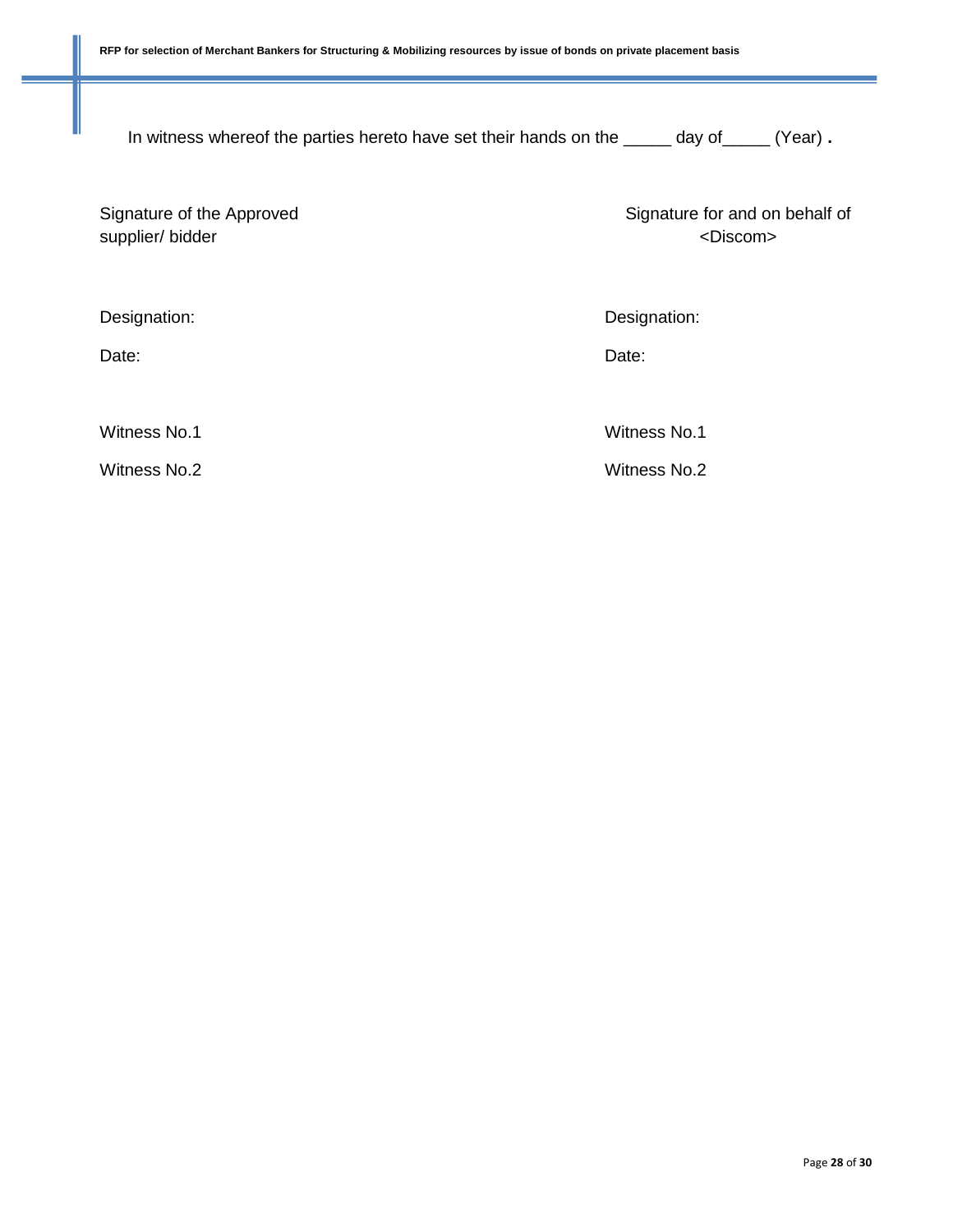In witness whereof the parties hereto have set their hands on the _____ day of_____ (Year) **.**

| Signature of the Approved supplier/ bidder | Signature for and on behalf of <Discom> |
|---|---|
| Designation: | Designation: |
| Date: | Date: |
| Witness No.1 | Witness No.1 |
| Witness No.2 | Witness No.2 |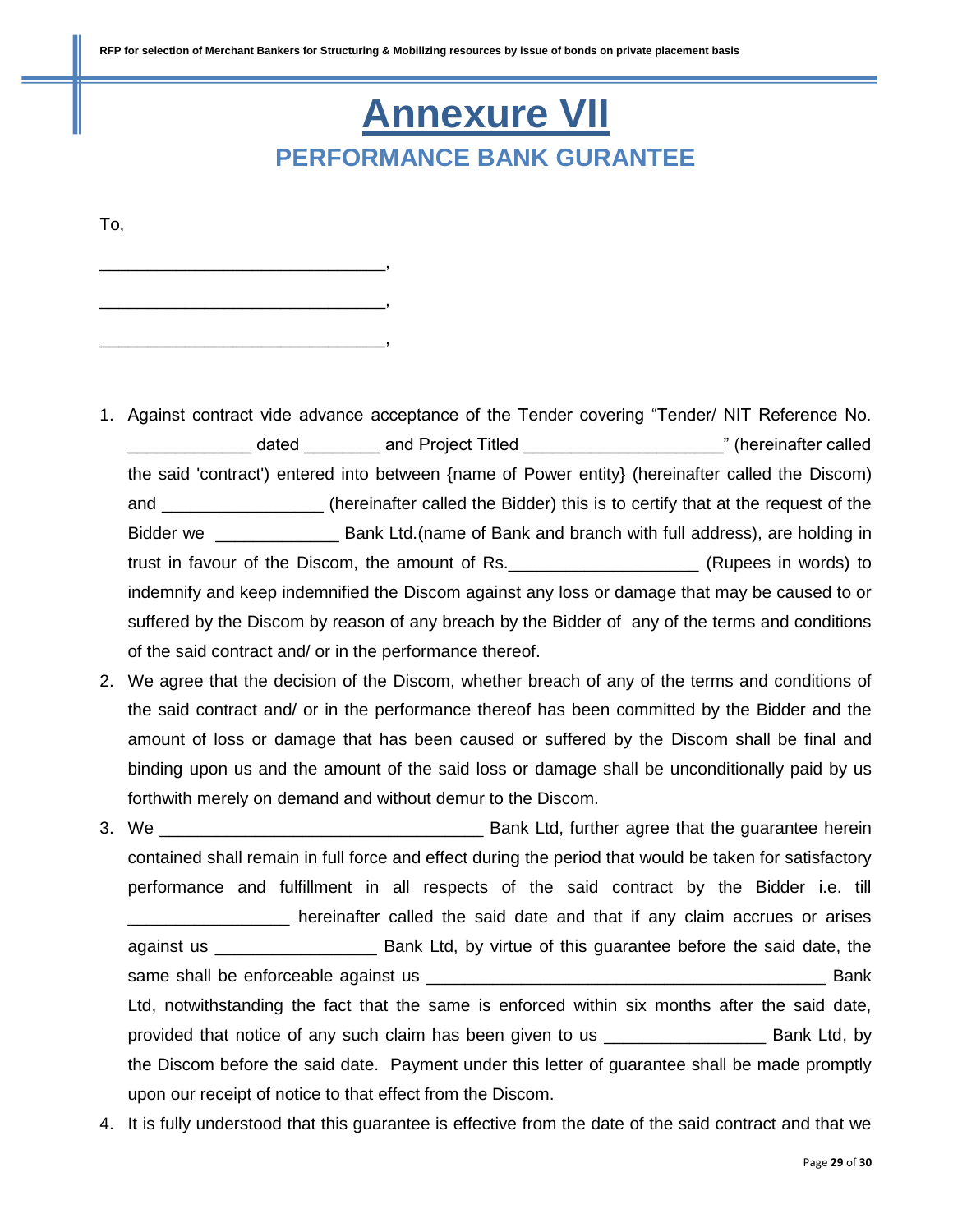# Annexure VII

## PERFORMANCE BANK GURANTEE

To,

______________________________,

______________________________,

______________________________,

1. Against contract vide advance acceptance of the Tender covering "Tender/ NIT Reference No. ____________ dated ________ and Project Titled ____________________" (hereinafter called the said 'contract') entered into between {name of Power entity} (hereinafter called the Discom) and ________________ (hereinafter called the Bidder) this is to certify that at the request of the Bidder we ____________ Bank Ltd.(name of Bank and branch with full address), are holding in trust in favour of the Discom, the amount of Rs.___________________ (Rupees in words) to indemnify and keep indemnified the Discom against any loss or damage that may be caused to or suffered by the Discom by reason of any breach by the Bidder of any of the terms and conditions of the said contract and/ or in the performance thereof.
2. We agree that the decision of the Discom, whether breach of any of the terms and conditions of the said contract and/ or in the performance thereof has been committed by the Bidder and the amount of loss or damage that has been caused or suffered by the Discom shall be final and binding upon us and the amount of the said loss or damage shall be unconditionally paid by us forthwith merely on demand and without demur to the Discom.
3. We __________________________________ Bank Ltd, further agree that the guarantee herein contained shall remain in full force and effect during the period that would be taken for satisfactory performance and fulfillment in all respects of the said contract by the Bidder i.e. till ________________ hereinafter called the said date and that if any claim accrues or arises against us ________________ Bank Ltd, by virtue of this guarantee before the said date, the same shall be enforceable against us __________________________________________ Bank Ltd, notwithstanding the fact that the same is enforced within six months after the said date, provided that notice of any such claim has been given to us ________________ Bank Ltd, by the Discom before the said date. Payment under this letter of guarantee shall be made promptly upon our receipt of notice to that effect from the Discom.
4. It is fully understood that this guarantee is effective from the date of the said contract and that we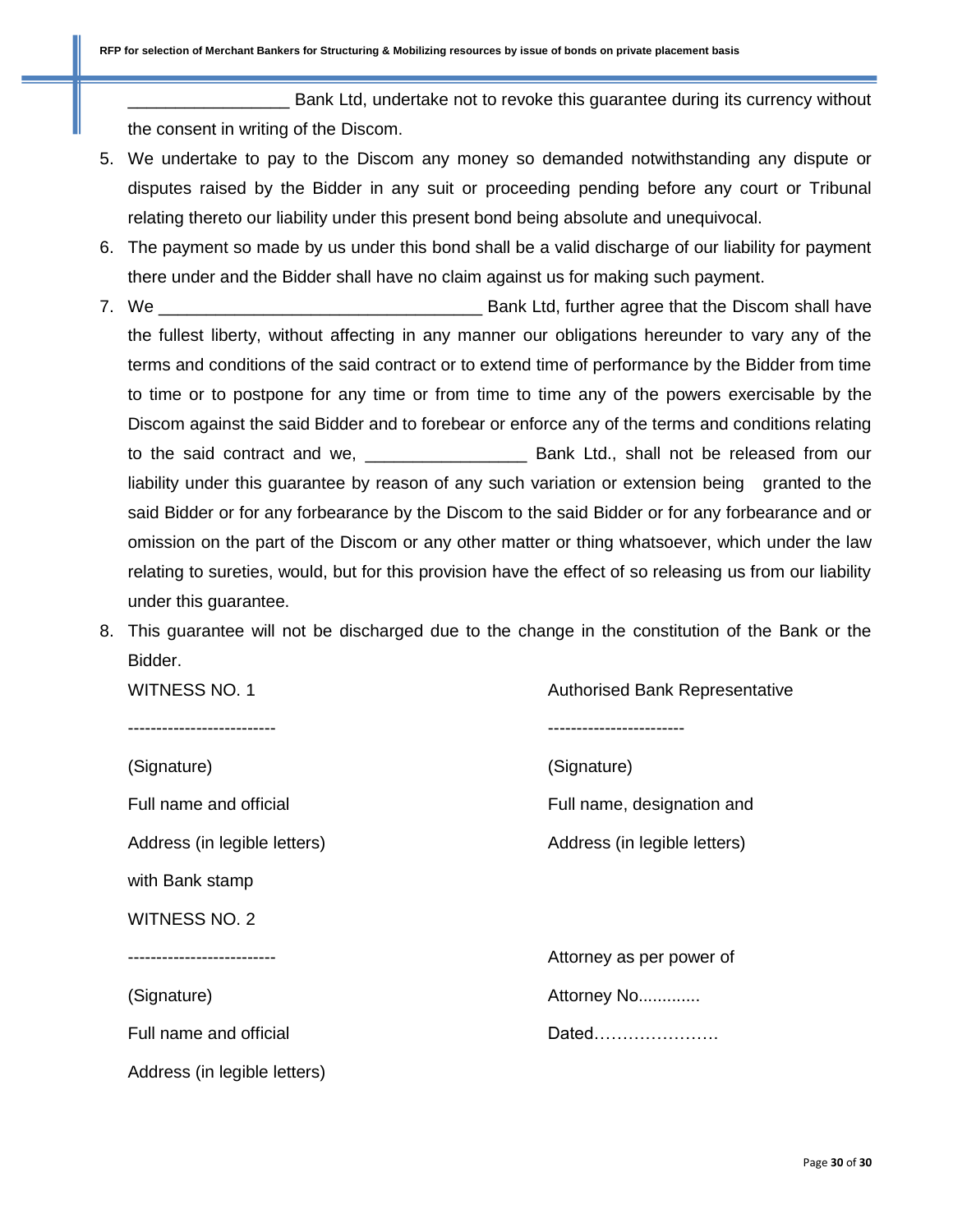_________________ Bank Ltd, undertake not to revoke this guarantee during its currency without the consent in writing of the Discom.

5. We undertake to pay to the Discom any money so demanded notwithstanding any dispute or disputes raised by the Bidder in any suit or proceeding pending before any court or Tribunal relating thereto our liability under this present bond being absolute and unequivocal.
6. The payment so made by us under this bond shall be a valid discharge of our liability for payment there under and the Bidder shall have no claim against us for making such payment.
7. We __________________________________ Bank Ltd, further agree that the Discom shall have the fullest liberty, without affecting in any manner our obligations hereunder to vary any of the terms and conditions of the said contract or to extend time of performance by the Bidder from time to time or to postpone for any time or from time to time any of the powers exercisable by the Discom against the said Bidder and to forebear or enforce any of the terms and conditions relating to the said contract and we, _________________ Bank Ltd., shall not be released from our liability under this guarantee by reason of any such variation or extension being granted to the said Bidder or for any forbearance by the Discom to the said Bidder or for any forbearance and or omission on the part of the Discom or any other matter or thing whatsoever, which under the law relating to sureties, would, but for this provision have the effect of so releasing us from our liability under this guarantee.
8. This guarantee will not be discharged due to the change in the constitution of the Bank or the Bidder.

WITNESS NO. 1

--------------------------

(Signature)

Full name and official

Address (in legible letters)

with Bank stamp

WITNESS NO. 2

--------------------------

(Signature)

Full name and official

Address (in legible letters)

Authorised Bank Representative

------------------------

(Signature)

Full name, designation and

Address (in legible letters)

Attorney as per power of

Attorney No.............

Dated………………….